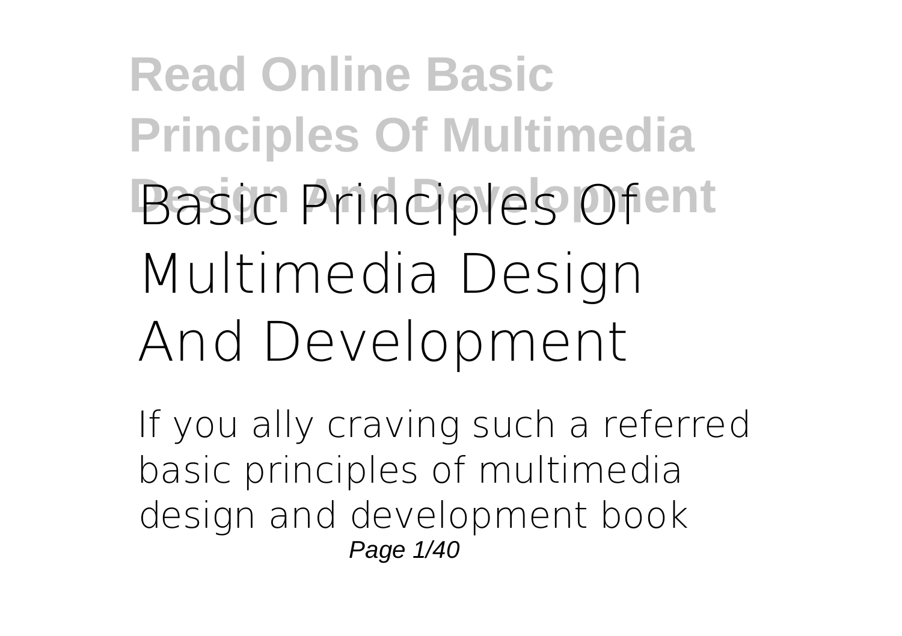# Basic Principles Of Multimedia Design And Development

If you ally craving such a referred **basic principles of multimedia design and development** book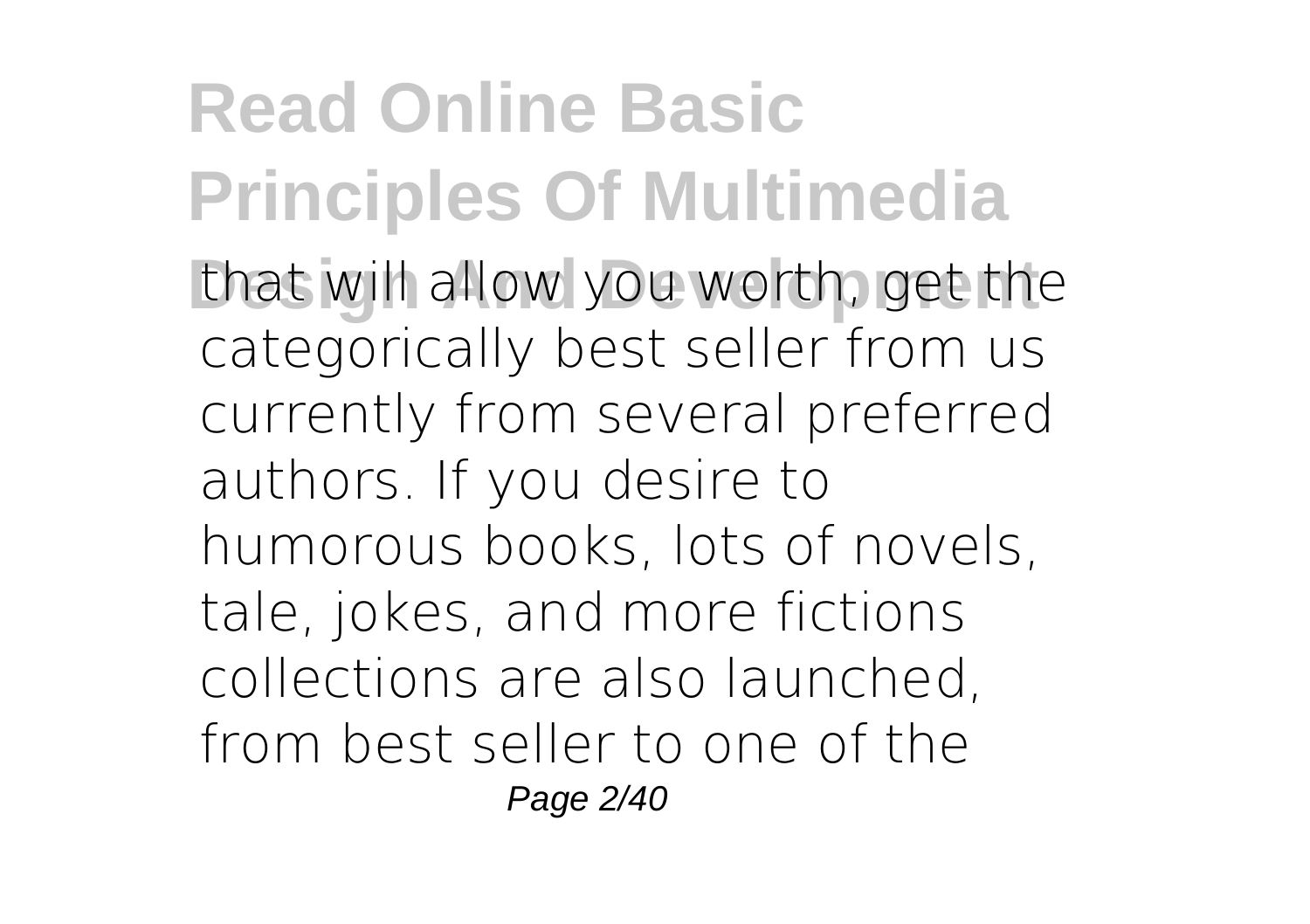that will allow you worth, get the categorically best seller from us currently from several preferred authors. If you desire to humorous books, lots of novels, tale, jokes, and more fictions collections are also launched, from best seller to one of the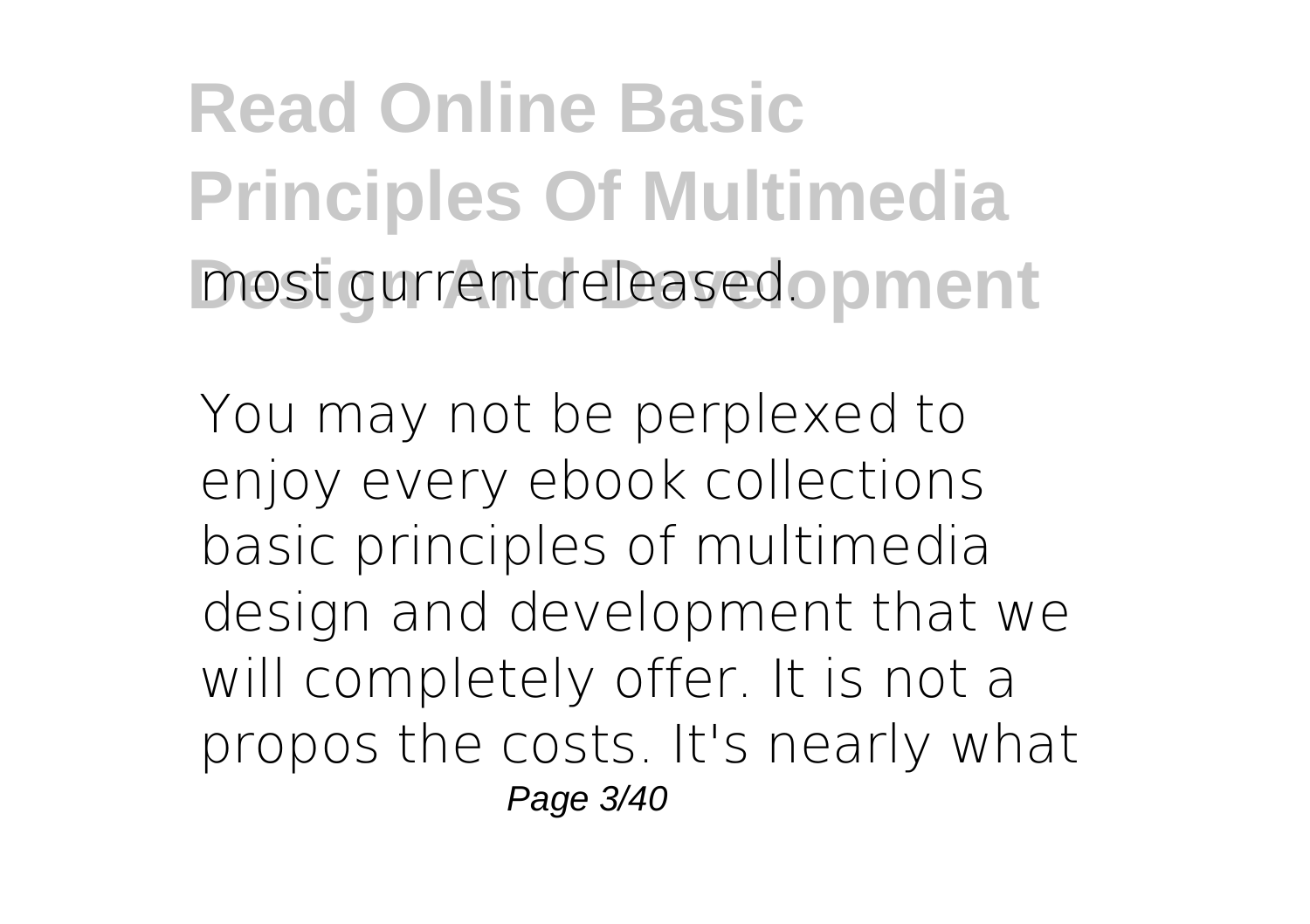most current released.

You may not be perplexed to enjoy every ebook collections basic principles of multimedia design and development that we will completely offer. It is not a propos the costs. It's nearly what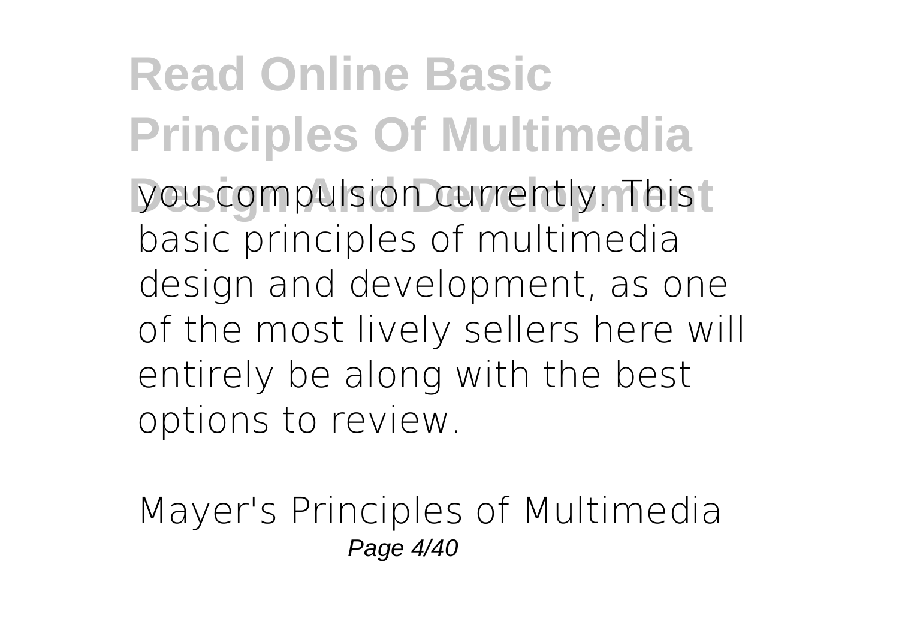you compulsion currently. This basic principles of multimedia design and development, as one of the most lively sellers here will entirely be along with the best options to review.

Mayer's Principles of Multimedia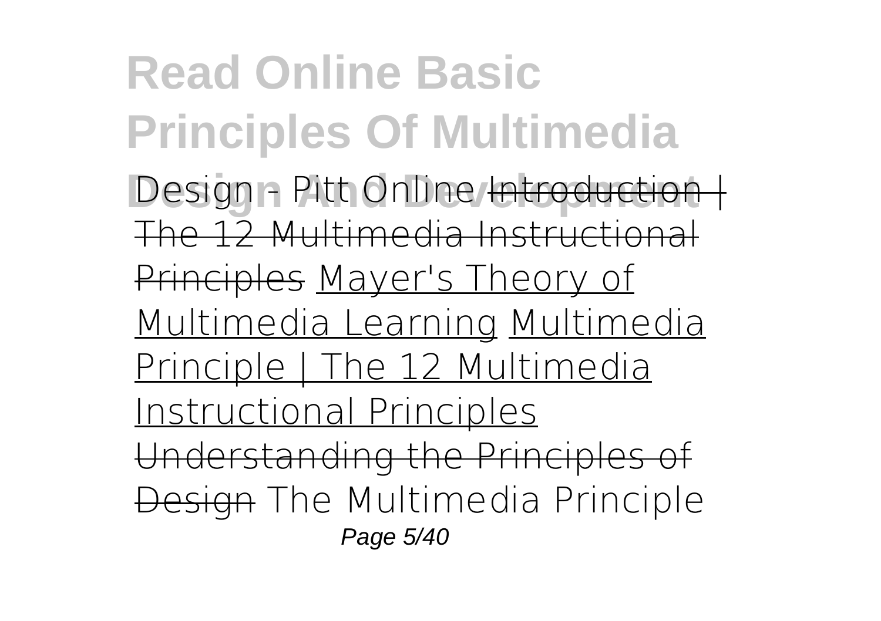**Read Online Basic Principles Of Multimedia Design And Development**

Design - Pitt Online ~~Introduction | The 12 Multimedia Instructional Principles~~ Mayer's Theory of Multimedia Learning Multimedia Principle | The 12 Multimedia Instructional Principles ~~Understanding the Principles of Design~~ The Multimedia Principle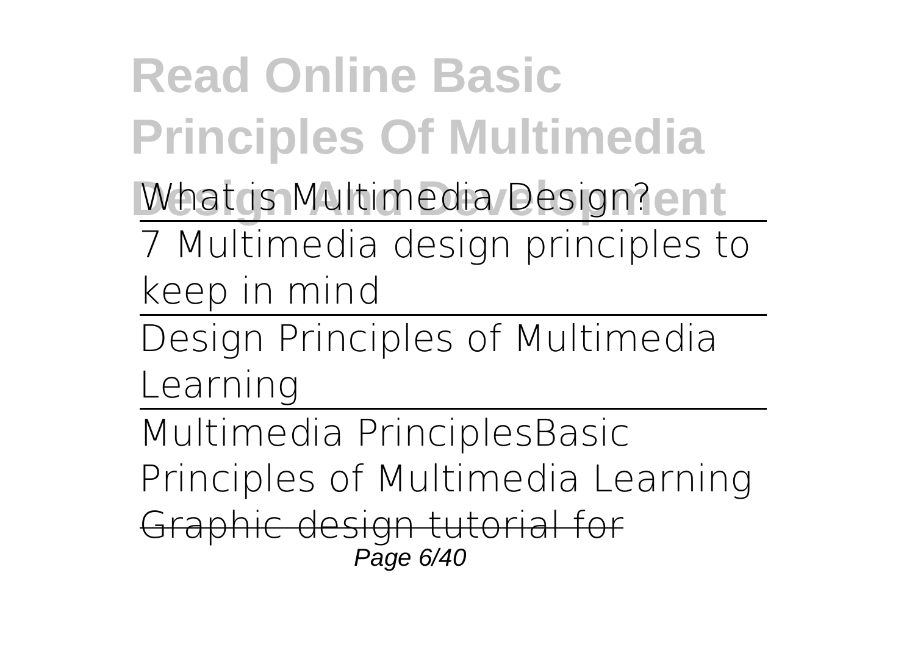What is Multimedia Design?

7 Multimedia design principles to keep in mind

Design Principles of Multimedia Learning

Multimedia Principles Basic Principles of Multimedia Learning

~~Graphic design tutorial for~~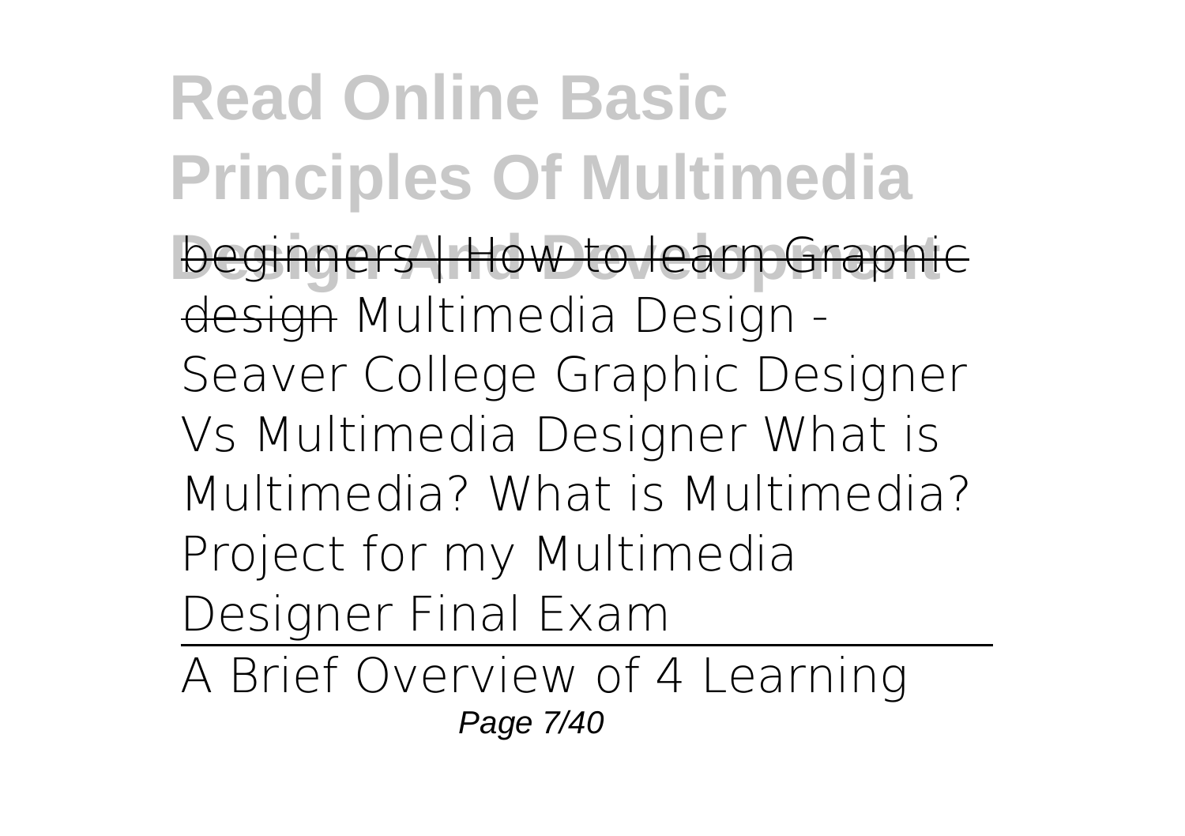~~beginners | How to learn Graphic design~~ Multimedia Design - Seaver College Graphic Designer Vs Multimedia Designer What is Multimedia? What is Multimedia? Project for my Multimedia Designer Final Exam

A Brief Overview of 4 Learning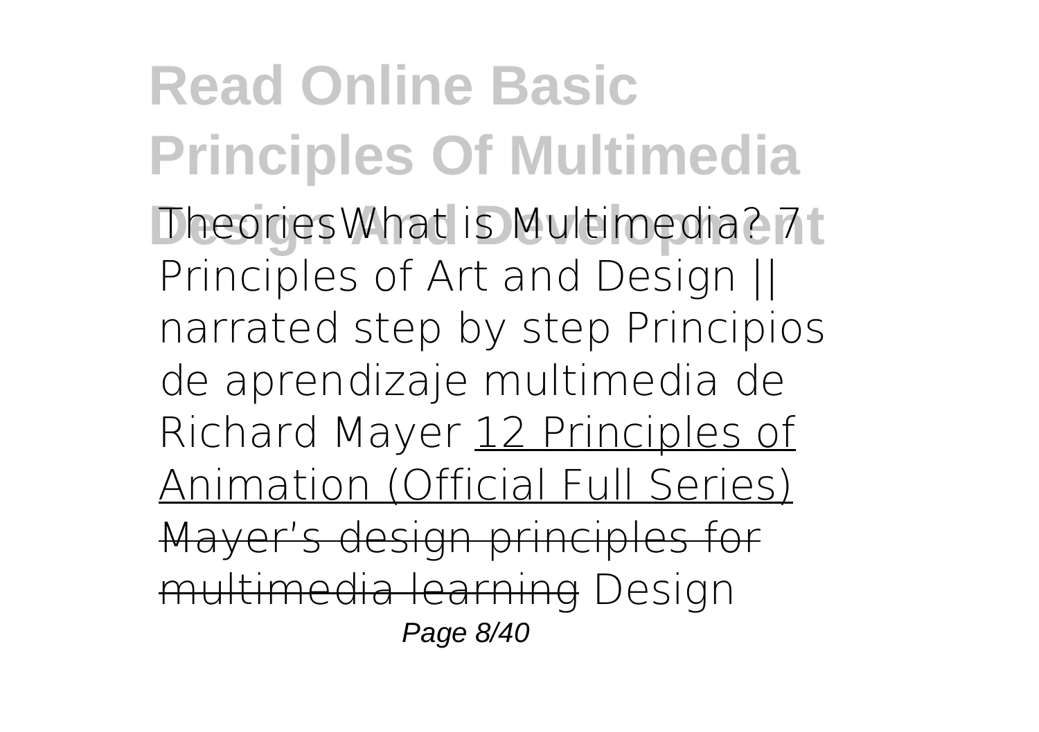Theories*What is Multimedia?* **7 Principles of Art and Design || narrated step by step** *Principios de aprendizaje multimedia de Richard Mayer* 12 Principles of Animation (Official Full Series) ~~Mayer's design principles for multimedia learning~~ Design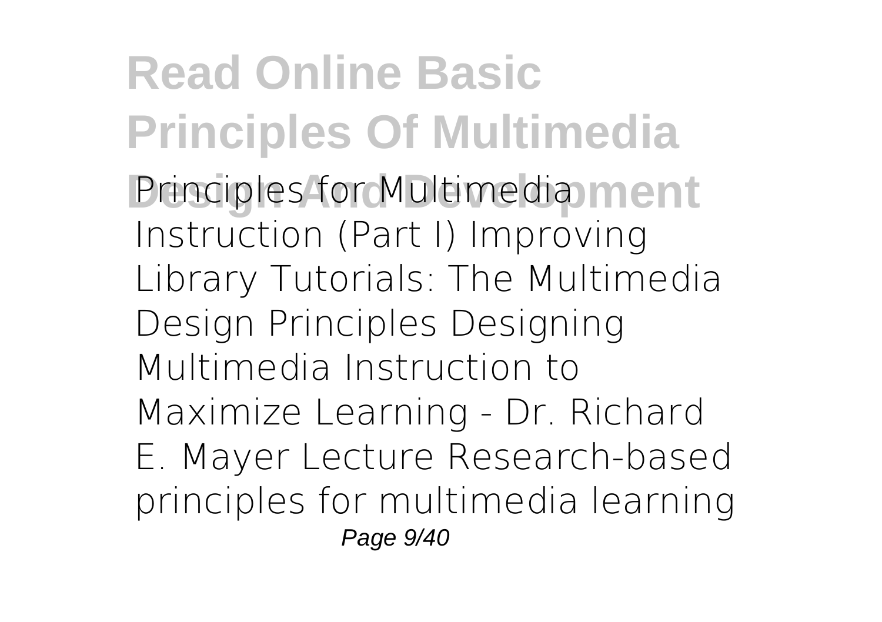Principles for Multimedia Instruction (Part I) Improving Library Tutorials: The Multimedia Design Principles Designing Multimedia Instruction to Maximize Learning - Dr. Richard E. Mayer Lecture Research-based principles for multimedia learning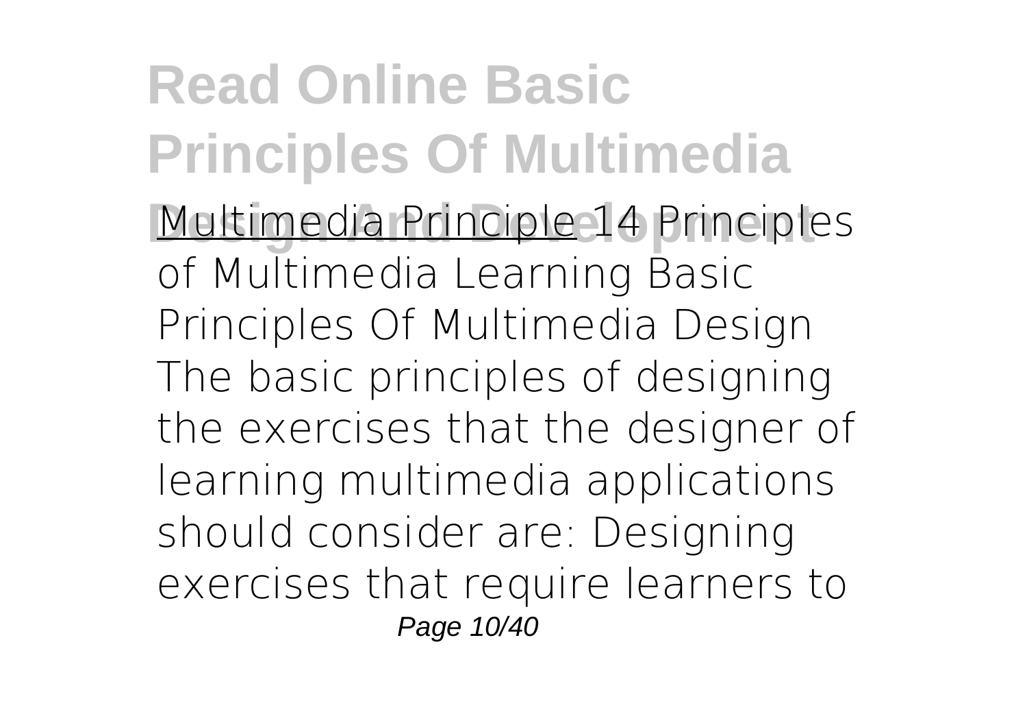Multimedia Principle *14 Principles of Multimedia Learning* **Basic Principles Of Multimedia Design**

The basic principles of designing the exercises that the designer of learning multimedia applications should consider are: Designing exercises that require learners to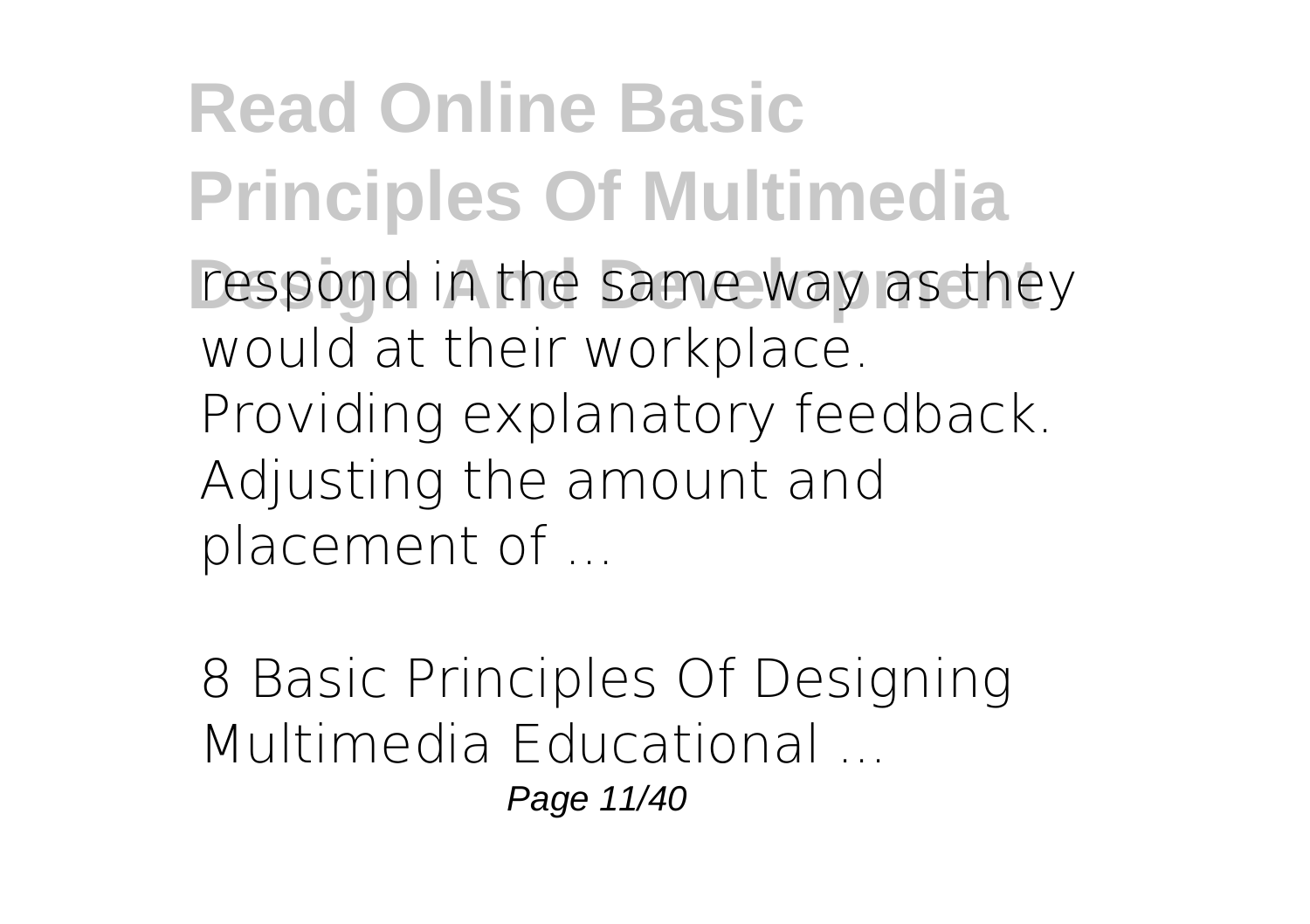respond in the same way as they would at their workplace. Providing explanatory feedback. Adjusting the amount and placement of ...

**8 Basic Principles Of Designing Multimedia Educational ...**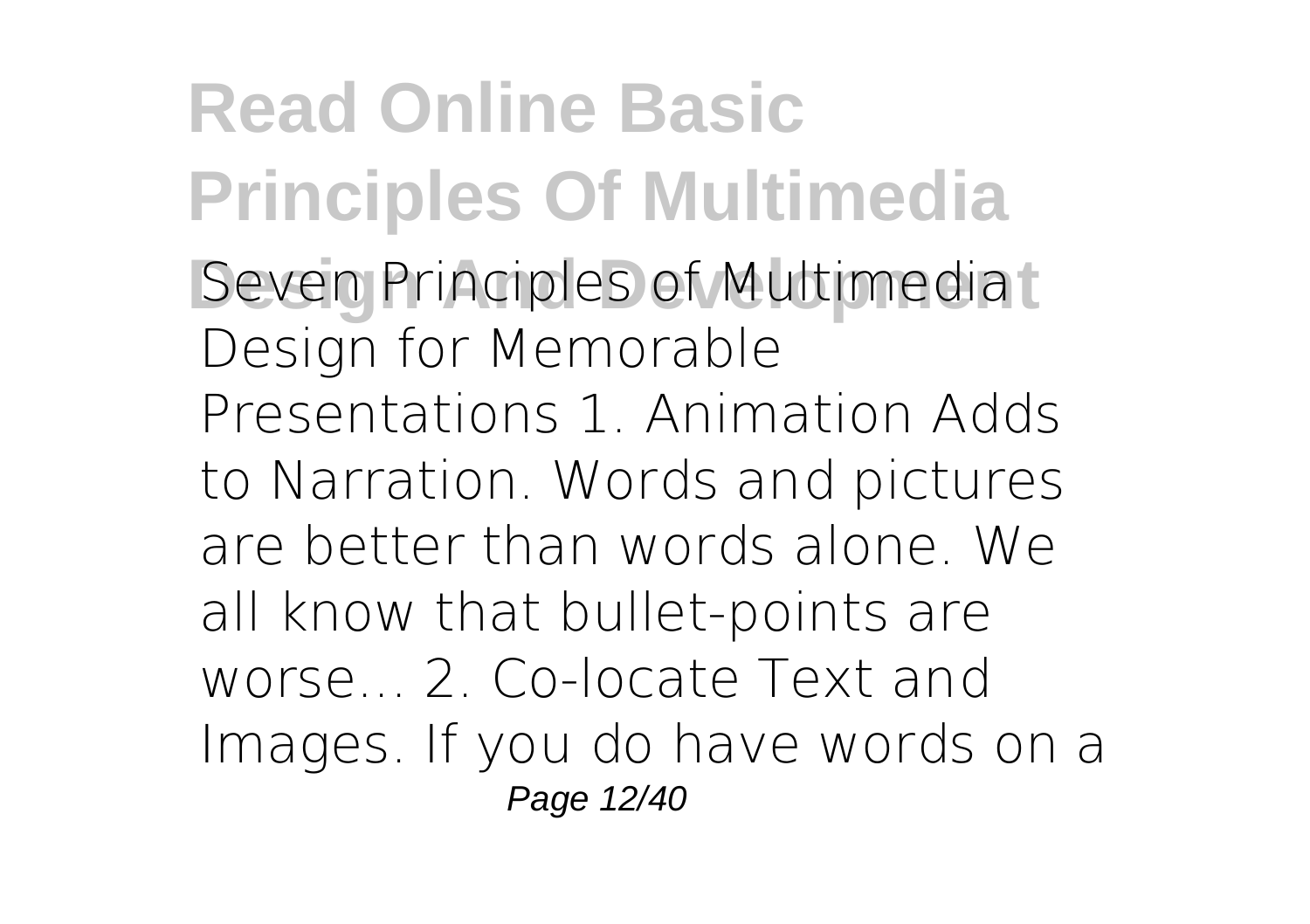Seven Principles of Multimedia Design for Memorable Presentations 1. Animation Adds to Narration. Words and pictures are better than words alone. We all know that bullet-points are worse... 2. Co-locate Text and Images. If you do have words on a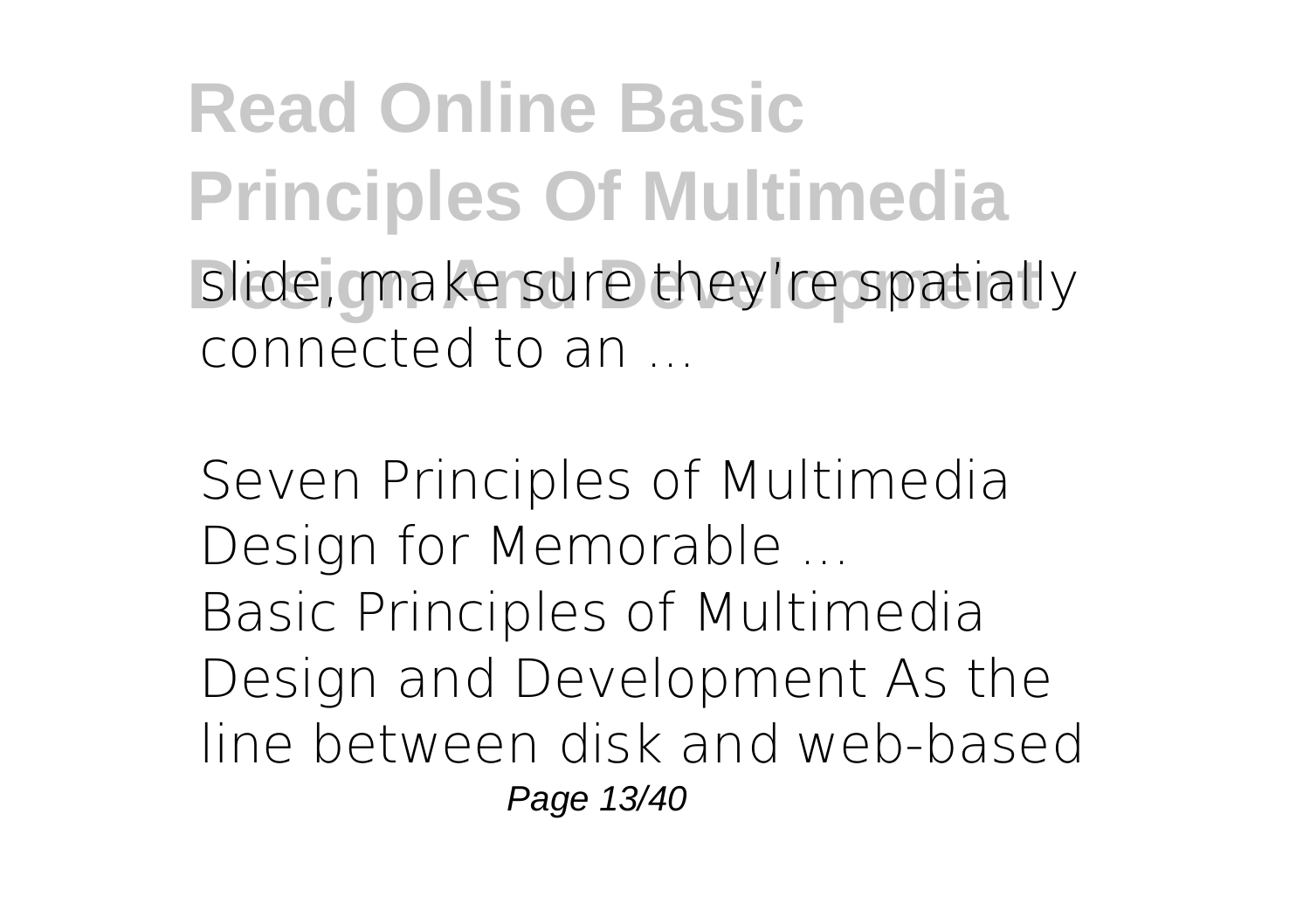slide, make sure they're spatially connected to an ...

*Seven Principles of Multimedia Design for Memorable ...*

Basic Principles of Multimedia Design and Development As the line between disk and web-based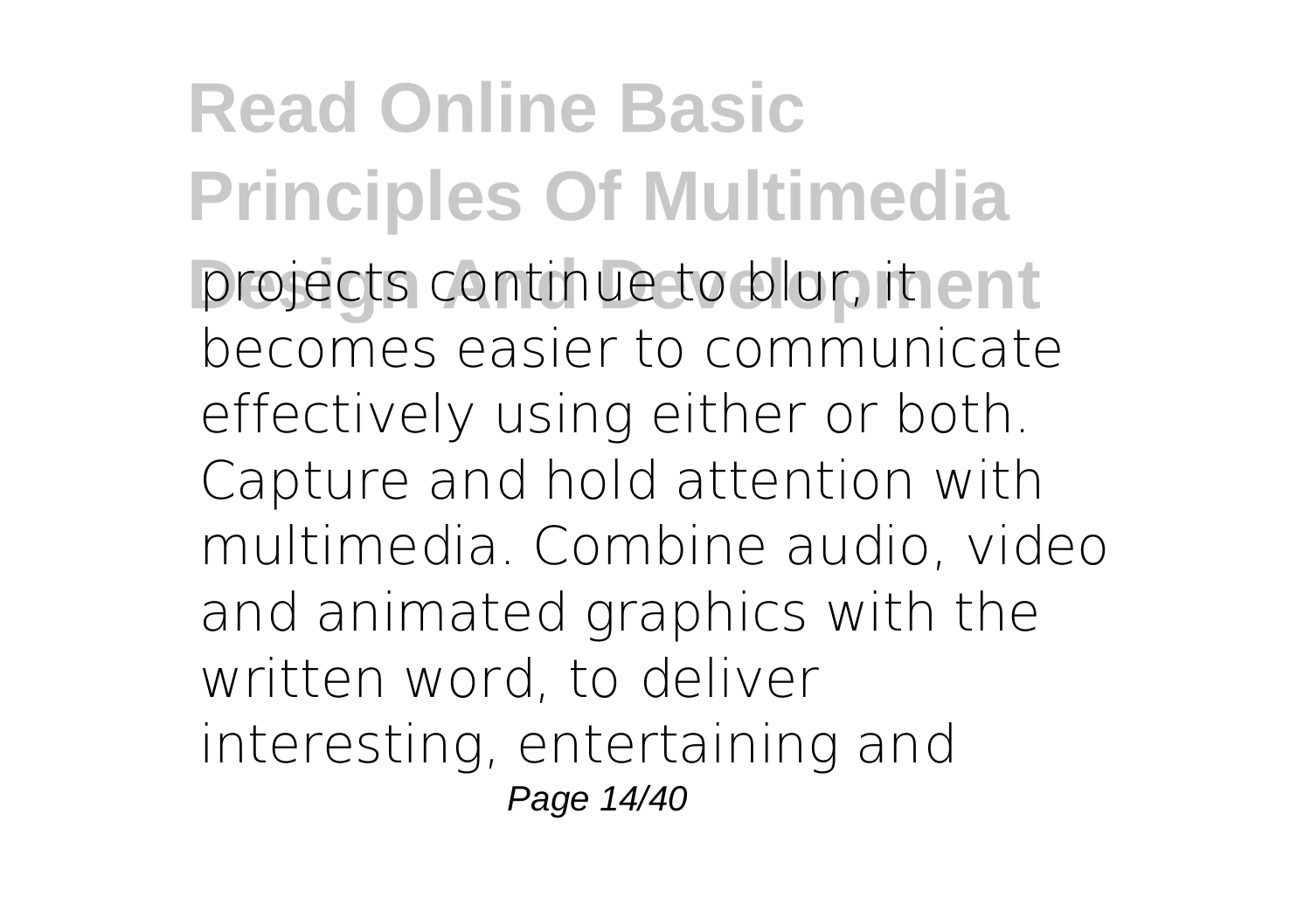projects continue to blur, it becomes easier to communicate effectively using either or both. Capture and hold attention with multimedia. Combine audio, video and animated graphics with the written word, to deliver interesting, entertaining and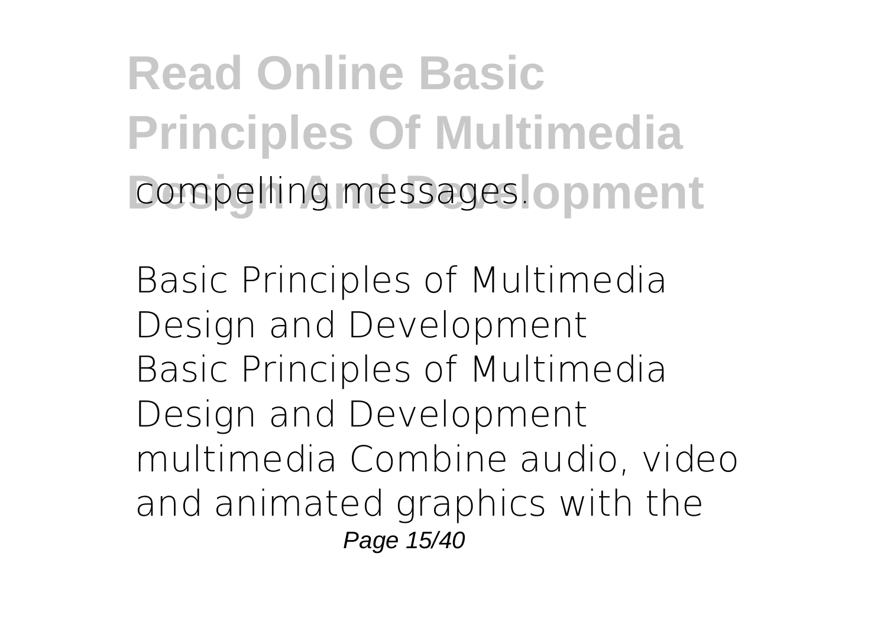compelling messages.

**Basic Principles of Multimedia Design and Development**

Basic Principles of Multimedia Design and Development multimedia Combine audio, video and animated graphics with the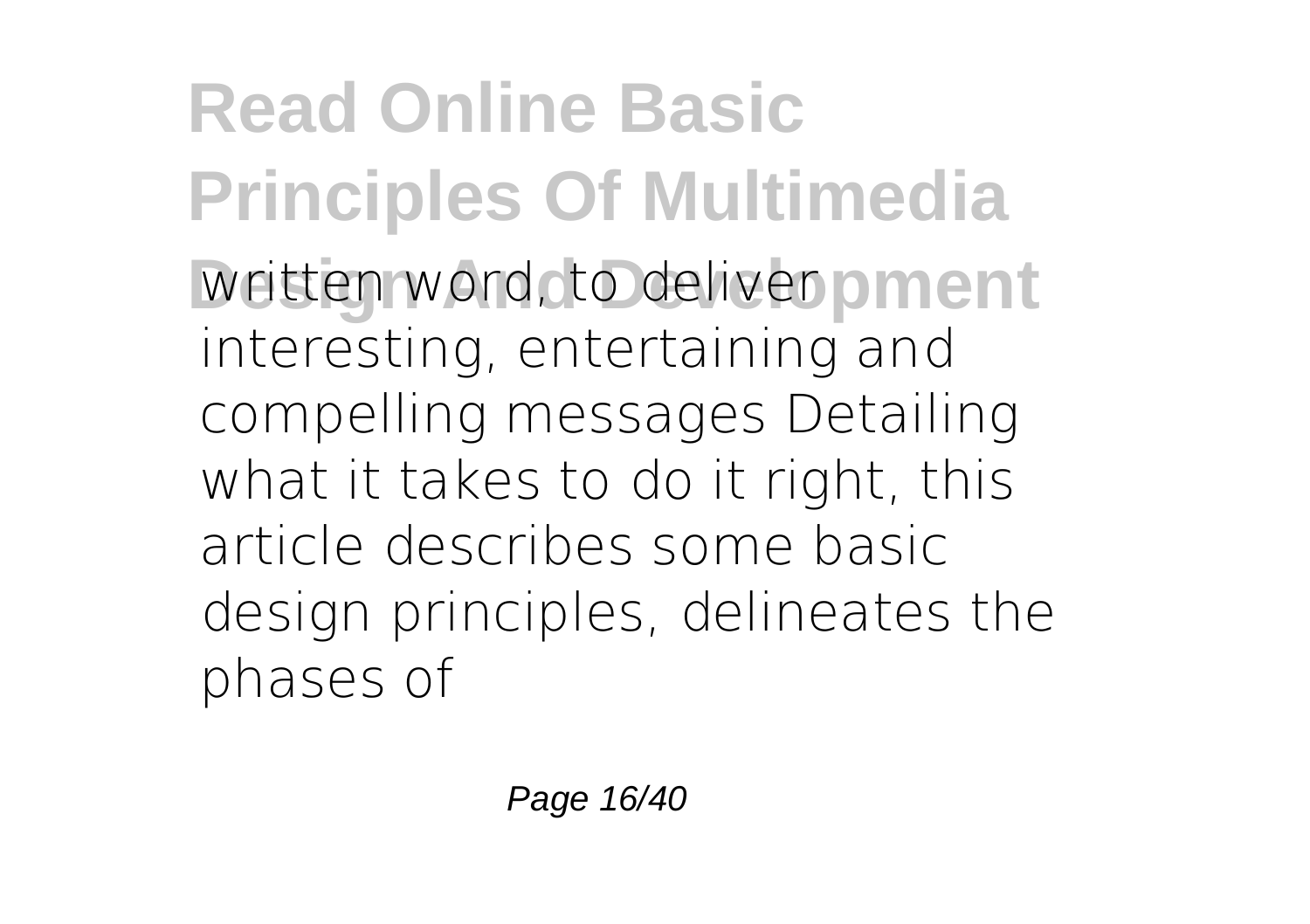written word, to deliver interesting, entertaining and compelling messages Detailing what it takes to do it right, this article describes some basic design principles, delineates the phases of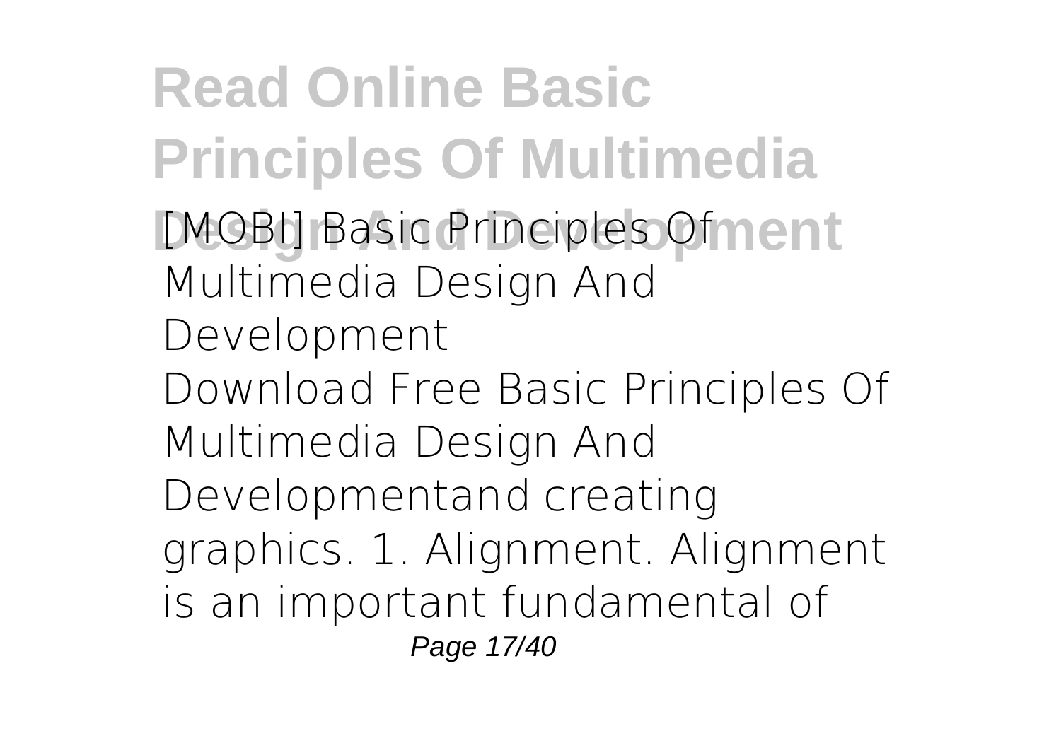# Read Online Basic Principles Of Multimedia Design And Development

[MOBI] Basic Principles Of Multimedia Design And Development

Download Free Basic Principles Of Multimedia Design And Developmentand creating graphics. 1. Alignment. Alignment is an important fundamental of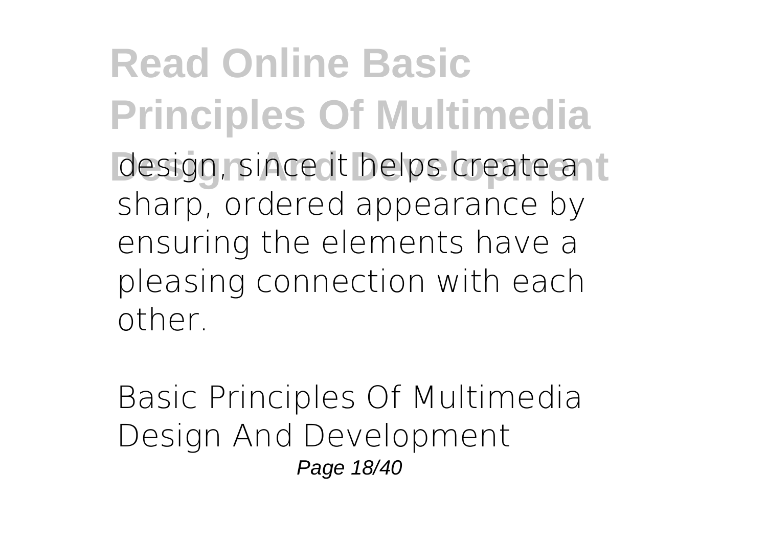design, since it helps create a sharp, ordered appearance by ensuring the elements have a pleasing connection with each other.

Basic Principles Of Multimedia Design And Development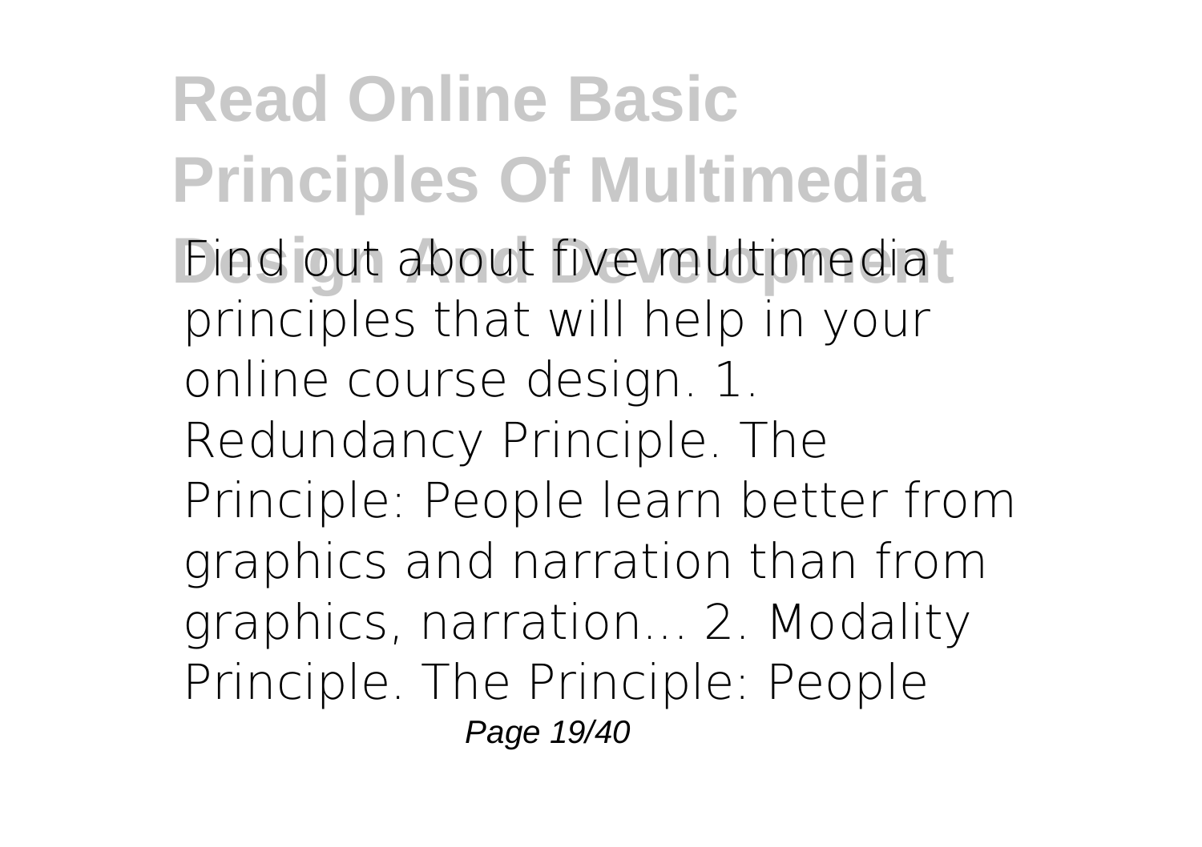Find out about five multimedia principles that will help in your online course design. 1. Redundancy Principle. The Principle: People learn better from graphics and narration than from graphics, narration... 2. Modality Principle. The Principle: People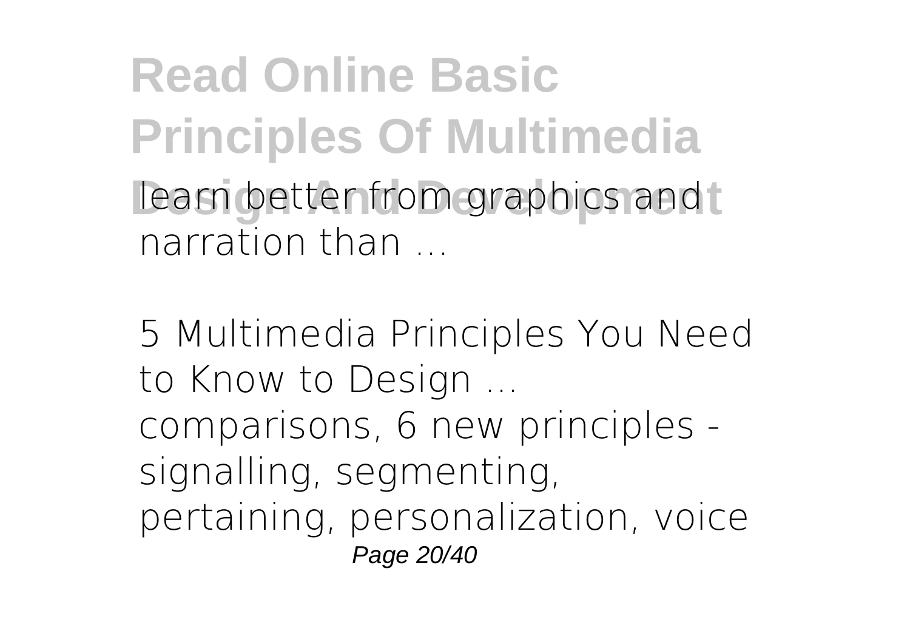learn better from graphics and narration than ...

5 Multimedia Principles You Need to Know to Design ...

comparisons, 6 new principles - signalling, segmenting, pertaining, personalization, voice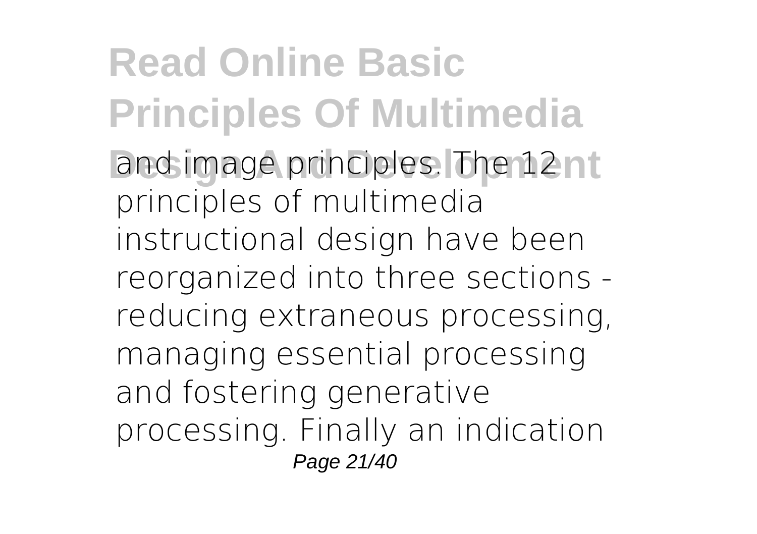and image principles. The 12 principles of multimedia instructional design have been reorganized into three sections - reducing extraneous processing, managing essential processing and fostering generative processing. Finally an indication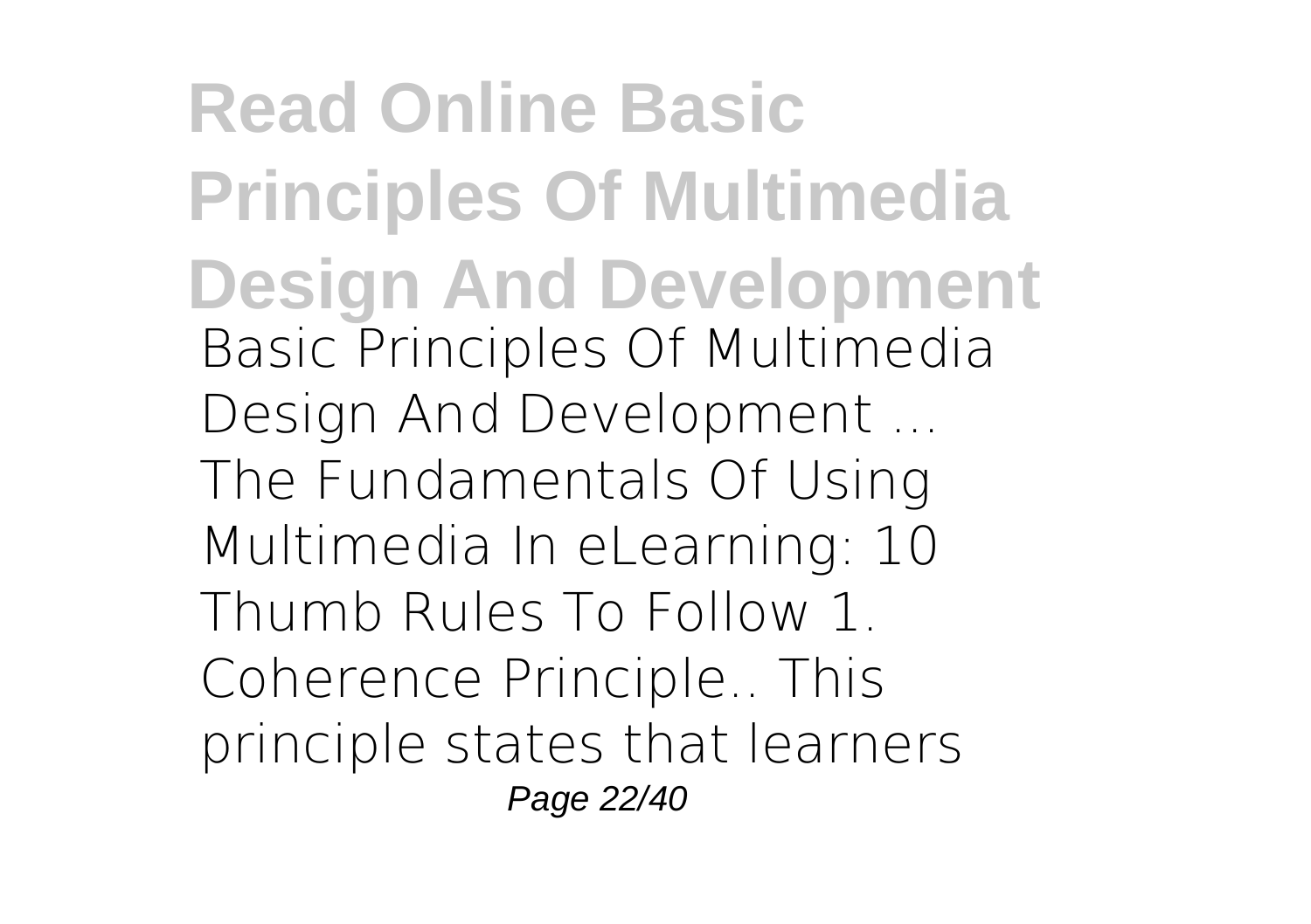**Read Online Basic Principles Of Multimedia Design And Development**

Basic Principles Of Multimedia Design And Development ...
The Fundamentals Of Using Multimedia In eLearning: 10 Thumb Rules To Follow 1. Coherence Principle.. This principle states that learners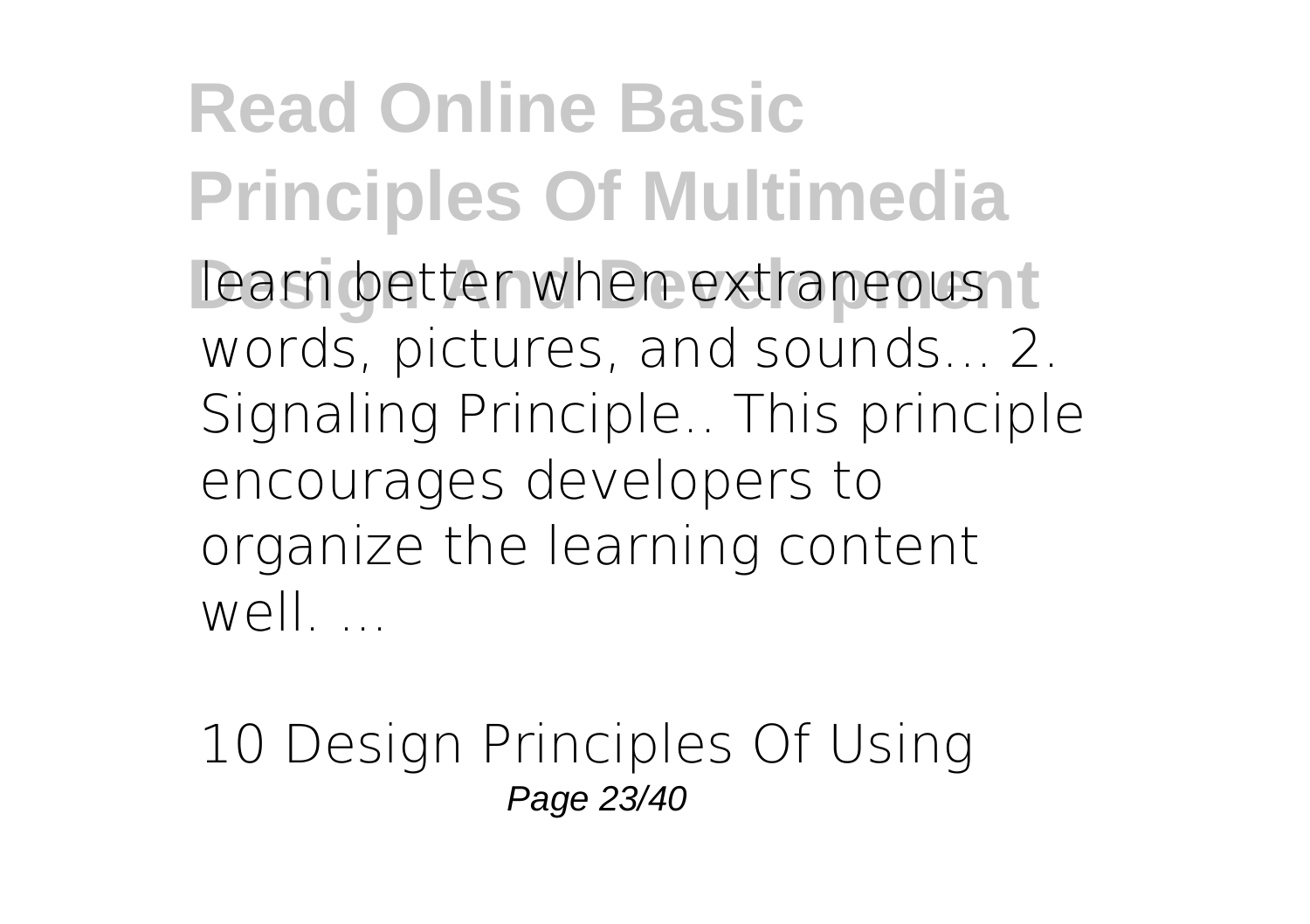learn better when extraneous words, pictures, and sounds... 2. Signaling Principle.. This principle encourages developers to organize the learning content well. ...

10 Design Principles Of Using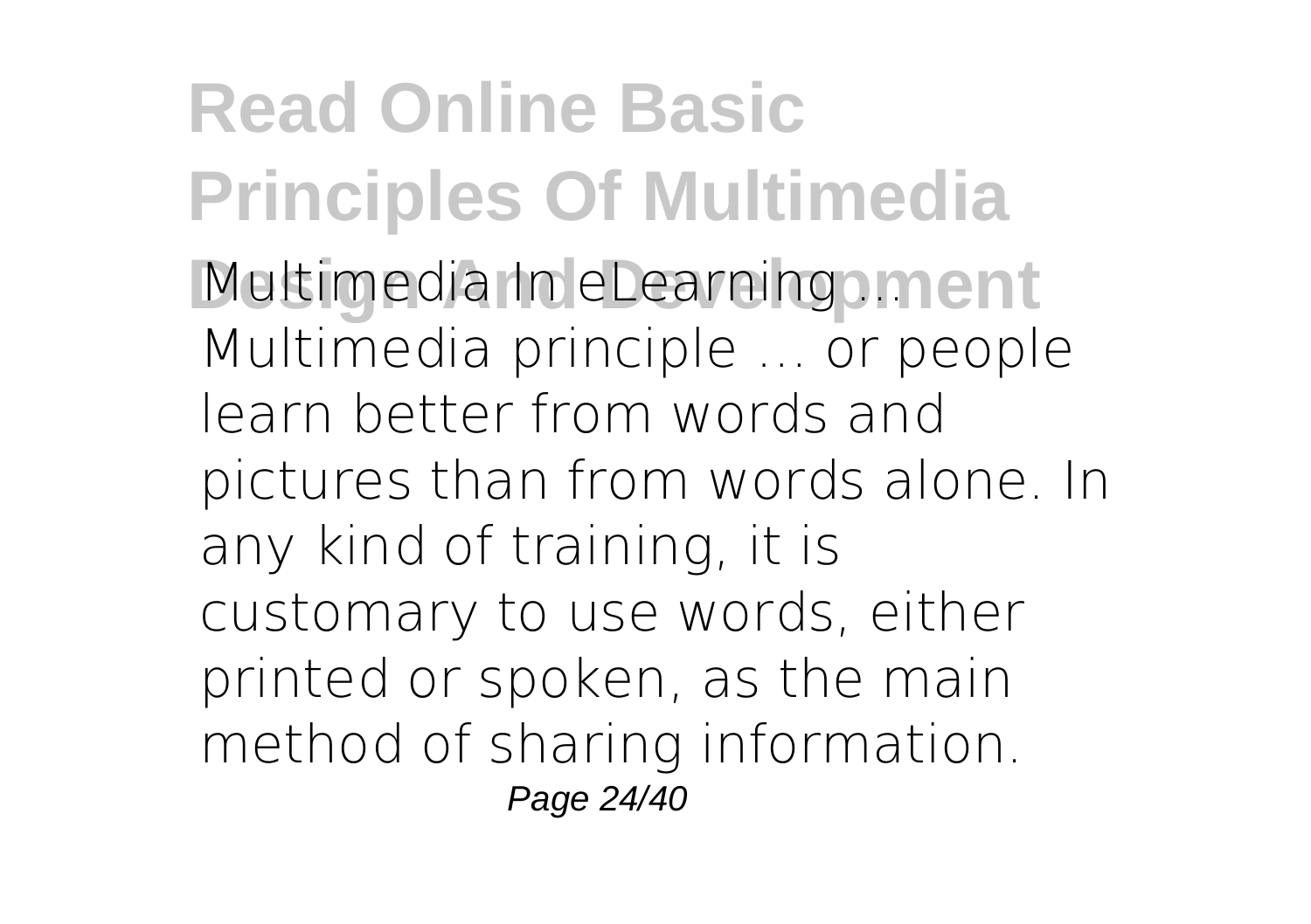Multimedia In eLearning ... Multimedia principle … or people learn better from words and pictures than from words alone. In any kind of training, it is customary to use words, either printed or spoken, as the main method of sharing information.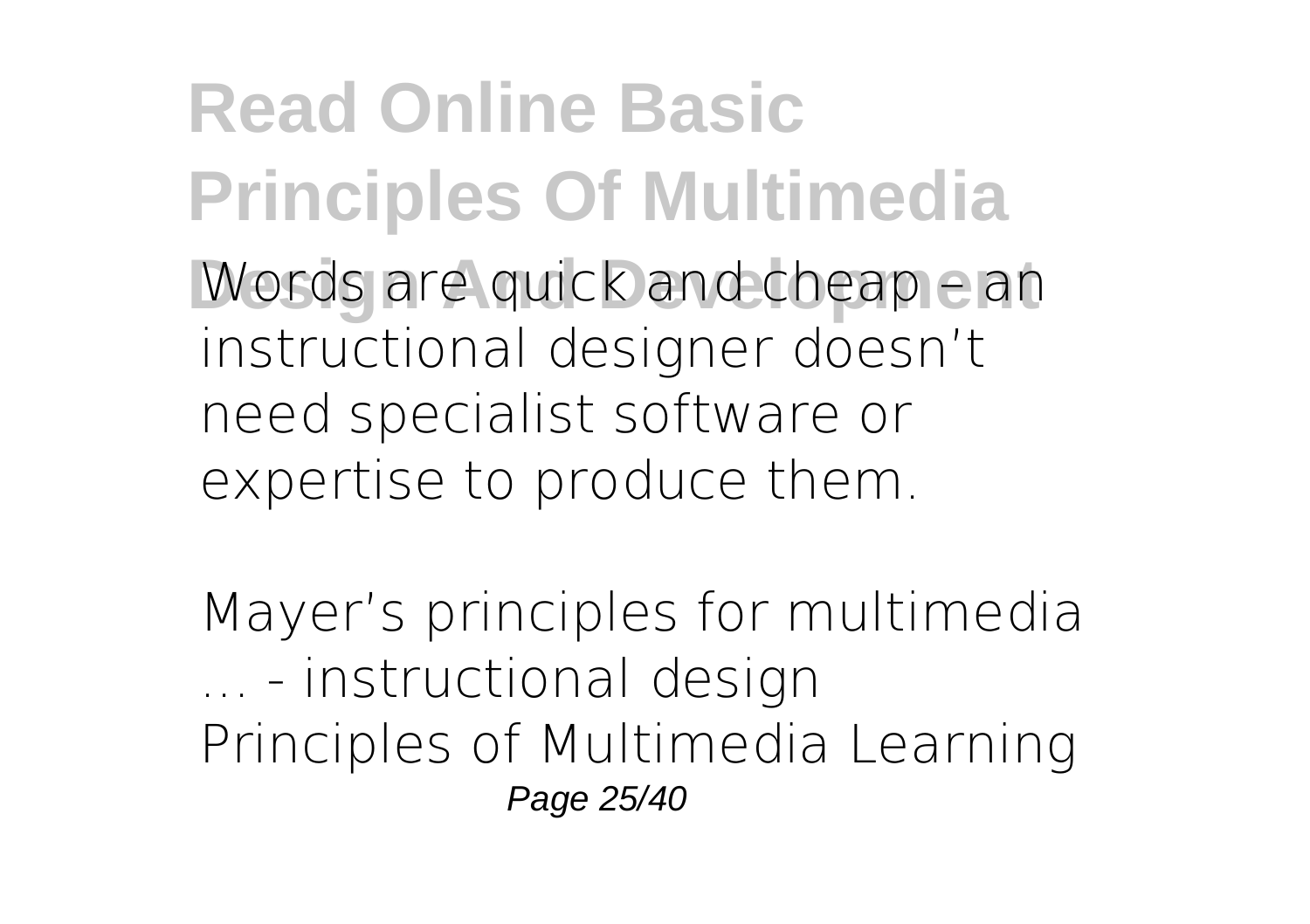Words are quick and cheap – an instructional designer doesn't need specialist software or expertise to produce them.

Mayer's principles for multimedia ... - instructional design
Principles of Multimedia Learning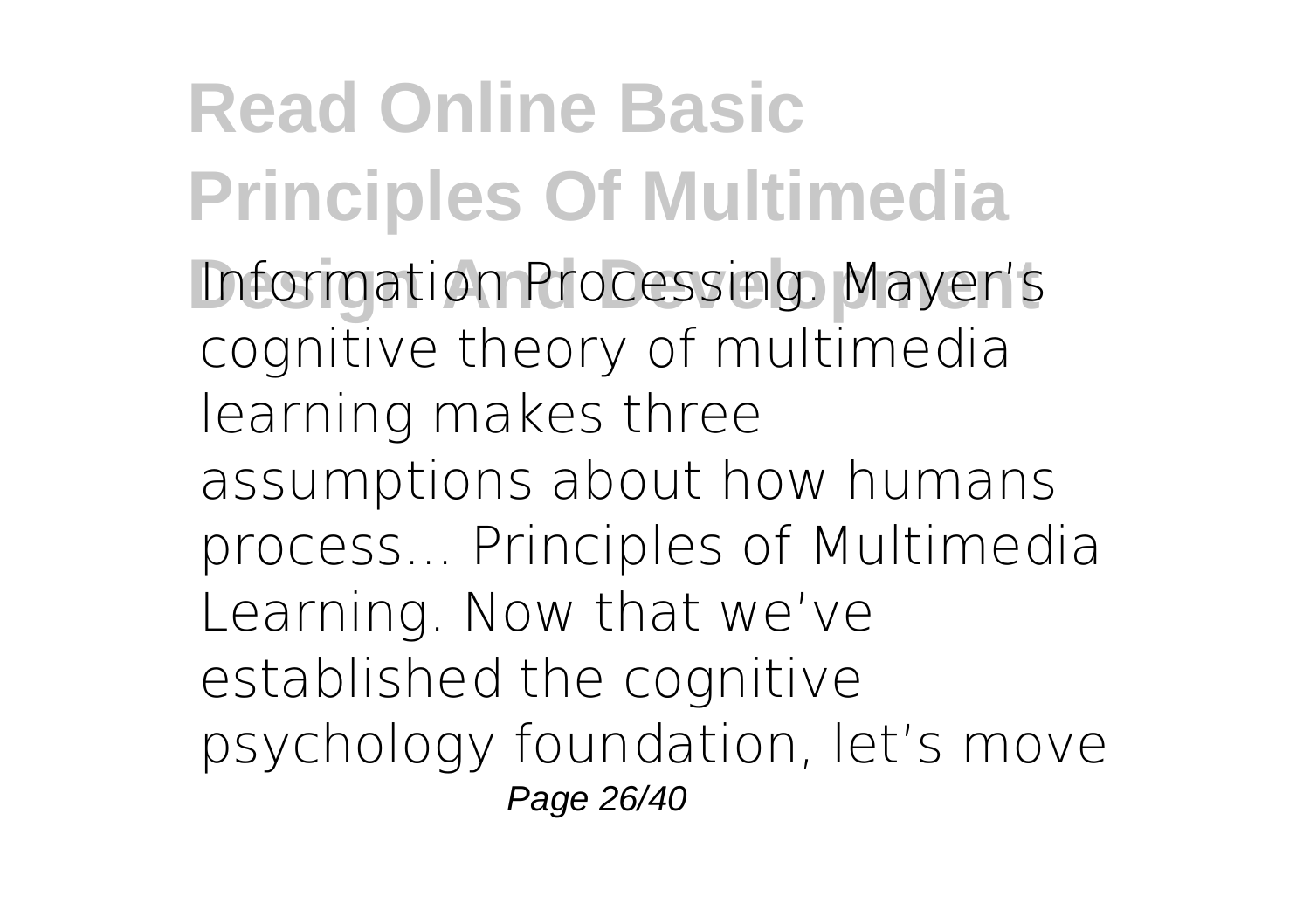Information Processing. Mayer's cognitive theory of multimedia learning makes three assumptions about how humans process... Principles of Multimedia Learning. Now that we've established the cognitive psychology foundation, let's move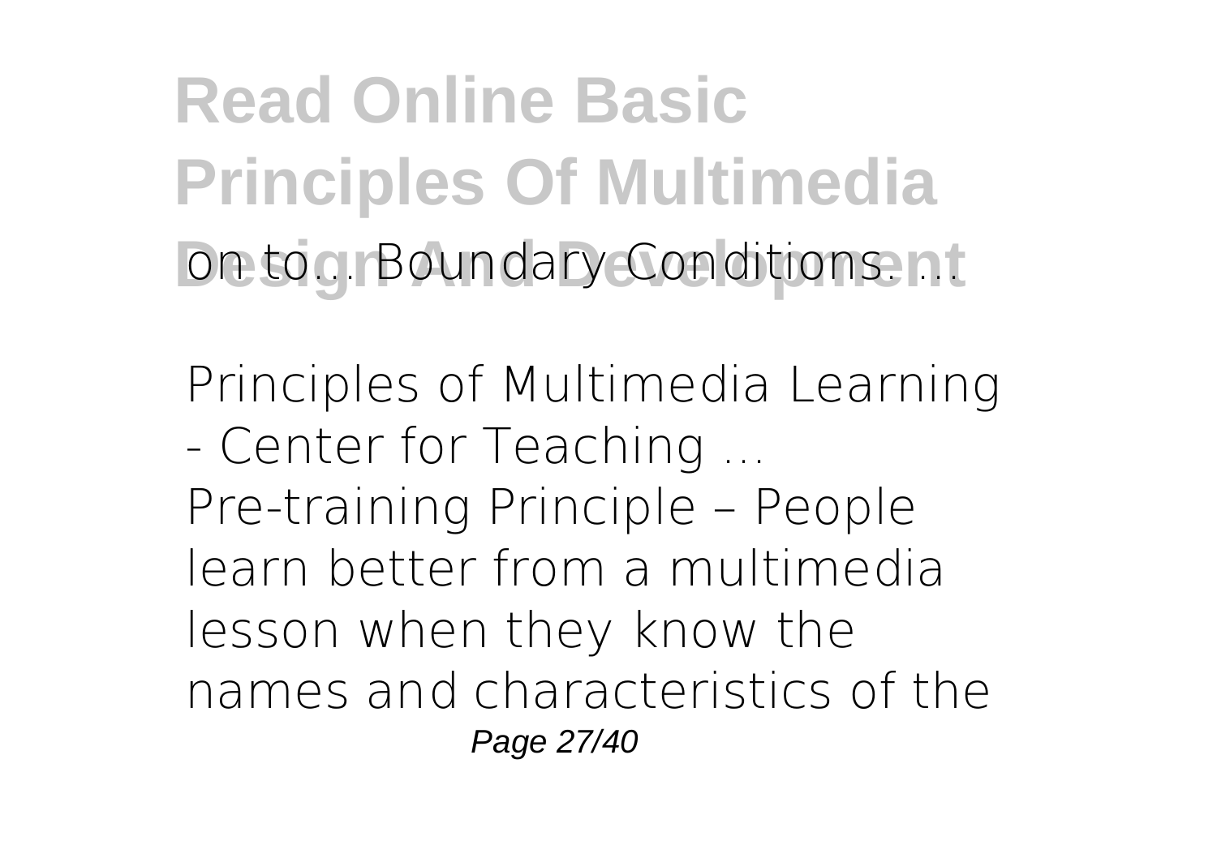on to... Boundary Conditions. ...

**Principles of Multimedia Learning - Center for Teaching ...**

Pre-training Principle – People learn better from a multimedia lesson when they know the names and characteristics of the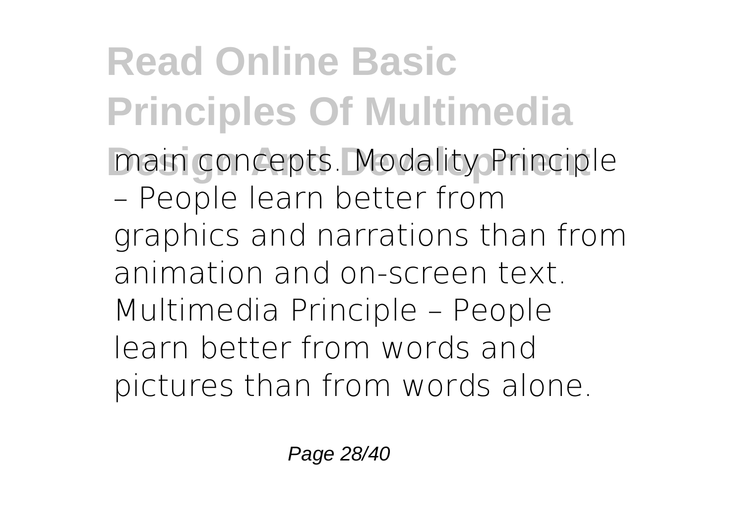main concepts. Modality Principle – People learn better from graphics and narrations than from animation and on-screen text. Multimedia Principle – People learn better from words and pictures than from words alone.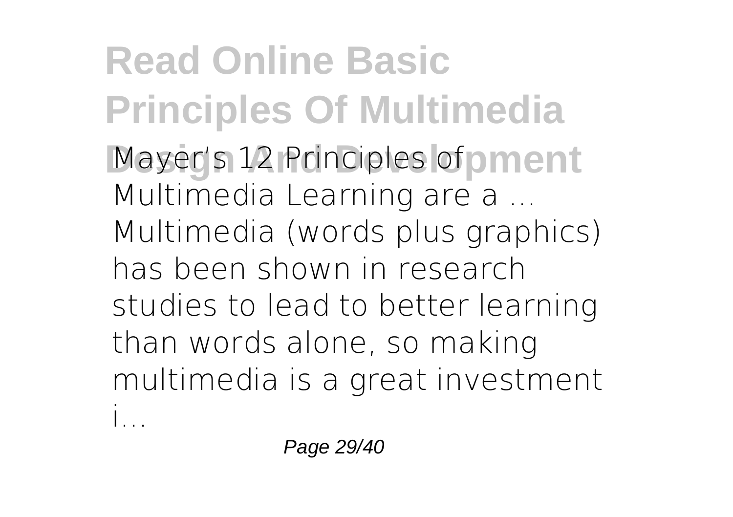Mayer's 12 Principles of Multimedia Learning are a ... Multimedia (words plus graphics) has been shown in research studies to lead to better learning than words alone, so making multimedia is a great investment i...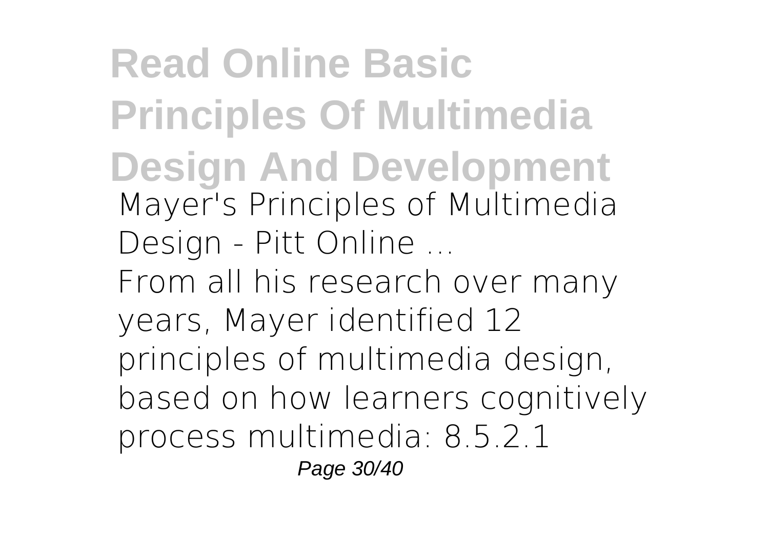**Mayer's Principles of Multimedia Design - Pitt Online ...**

From all his research over many years, Mayer identified 12 principles of multimedia design, based on how learners cognitively process multimedia: 8.5.2.1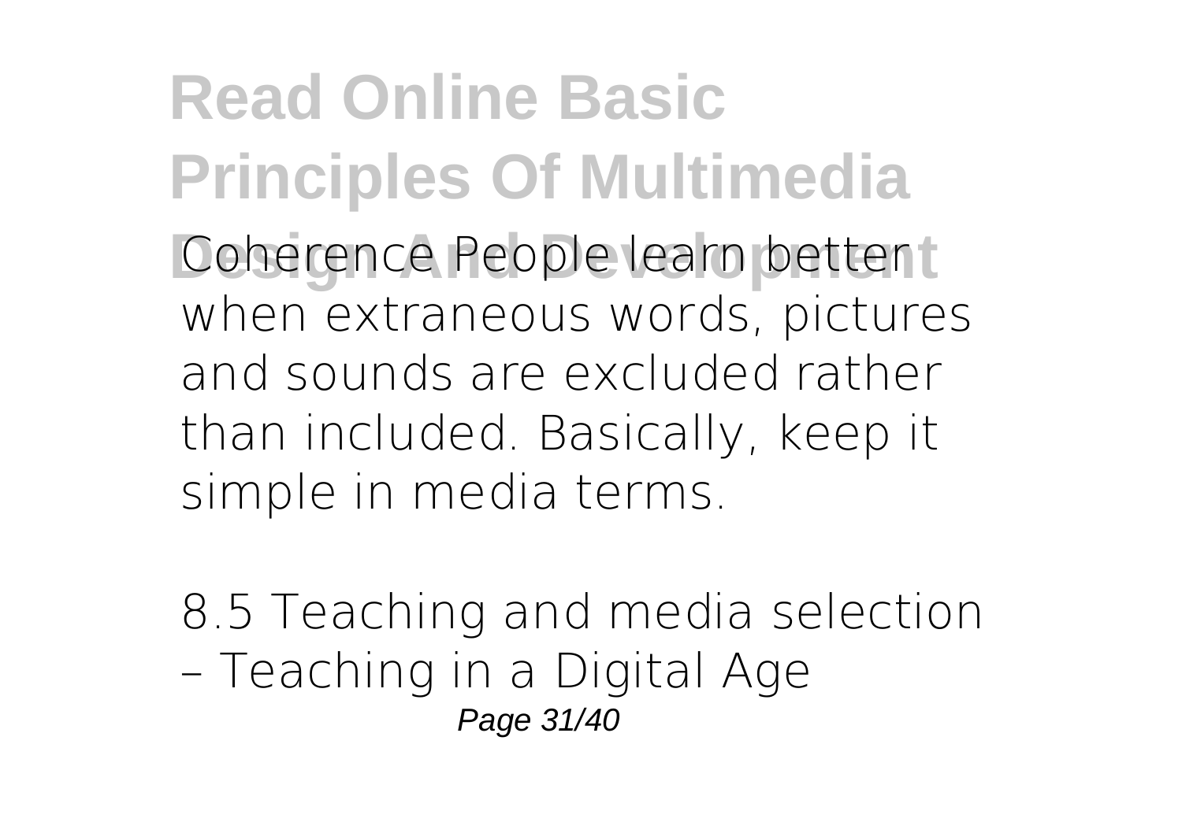Coherence People learn better when extraneous words, pictures and sounds are excluded rather than included. Basically, keep it simple in media terms.

8.5 Teaching and media selection – Teaching in a Digital Age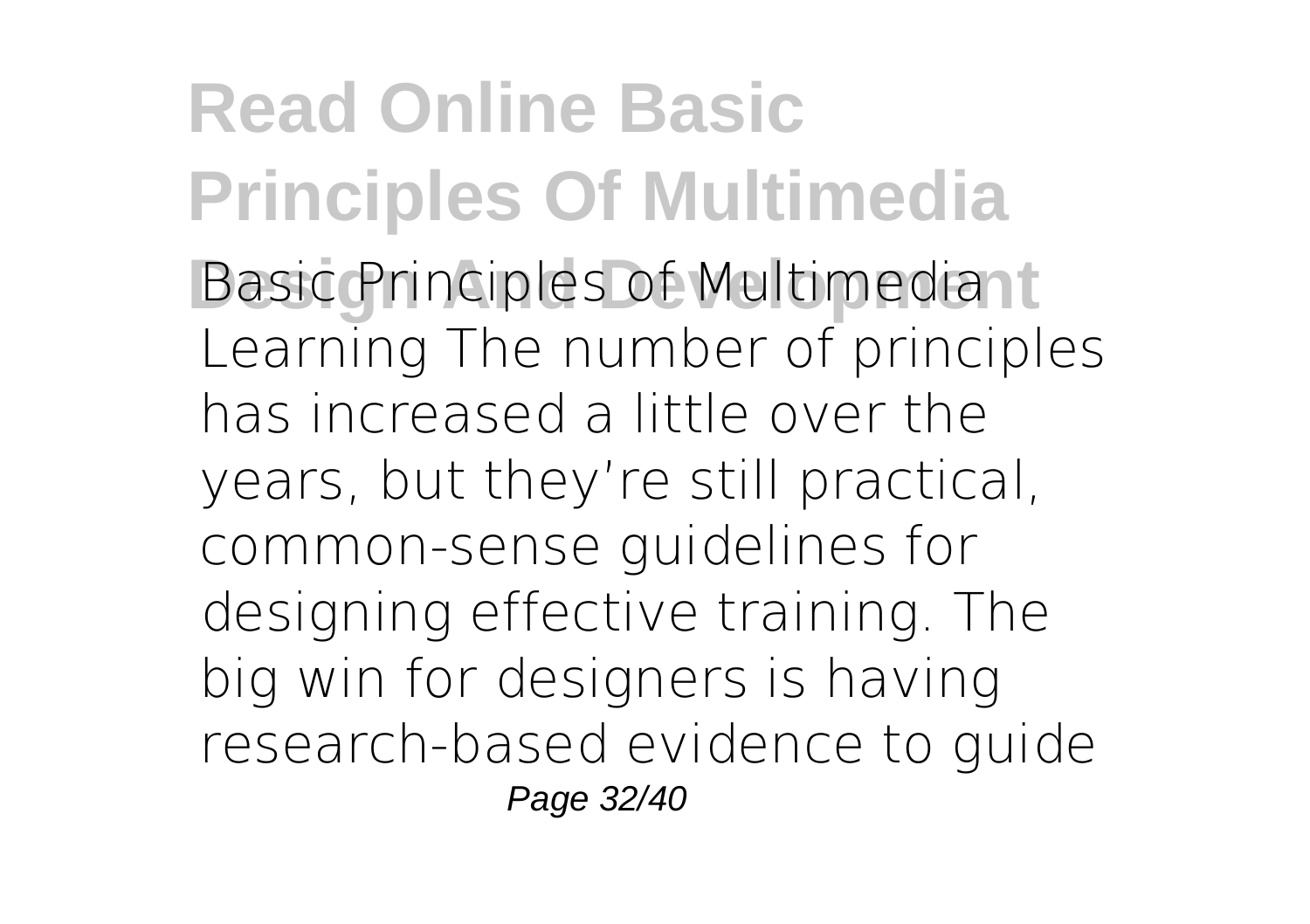Basic Principles of Multimedia Learning The number of principles has increased a little over the years, but they're still practical, common-sense guidelines for designing effective training. The big win for designers is having research-based evidence to guide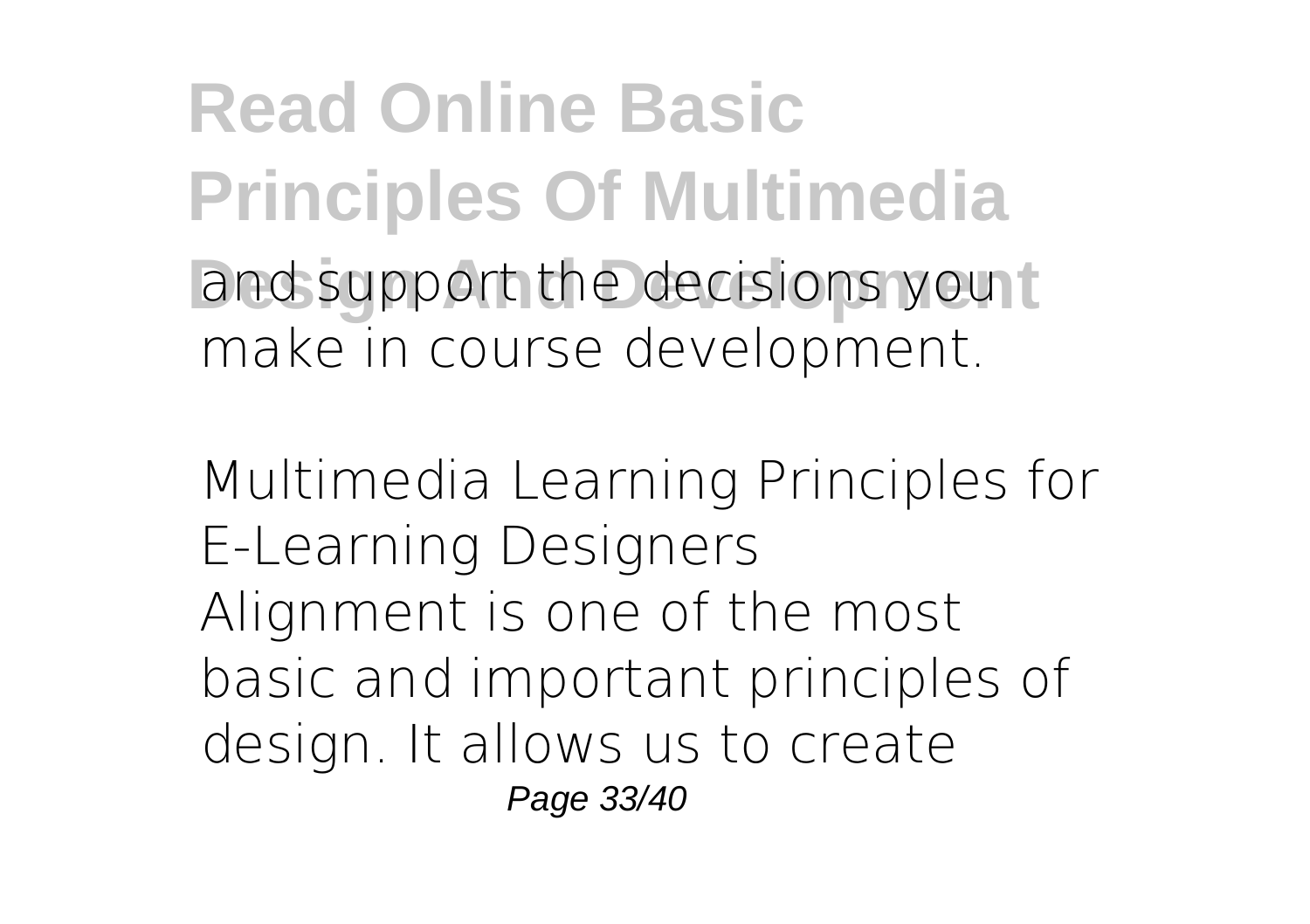and support the decisions you make in course development.

**Multimedia Learning Principles for E-Learning Designers**

Alignment is one of the most basic and important principles of design. It allows us to create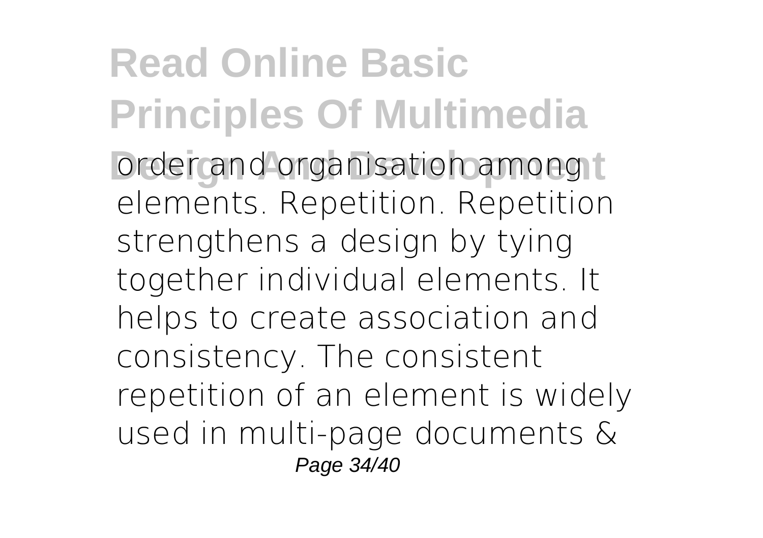order and organisation among elements. Repetition. Repetition strengthens a design by tying together individual elements. It helps to create association and consistency. The consistent repetition of an element is widely used in multi-page documents &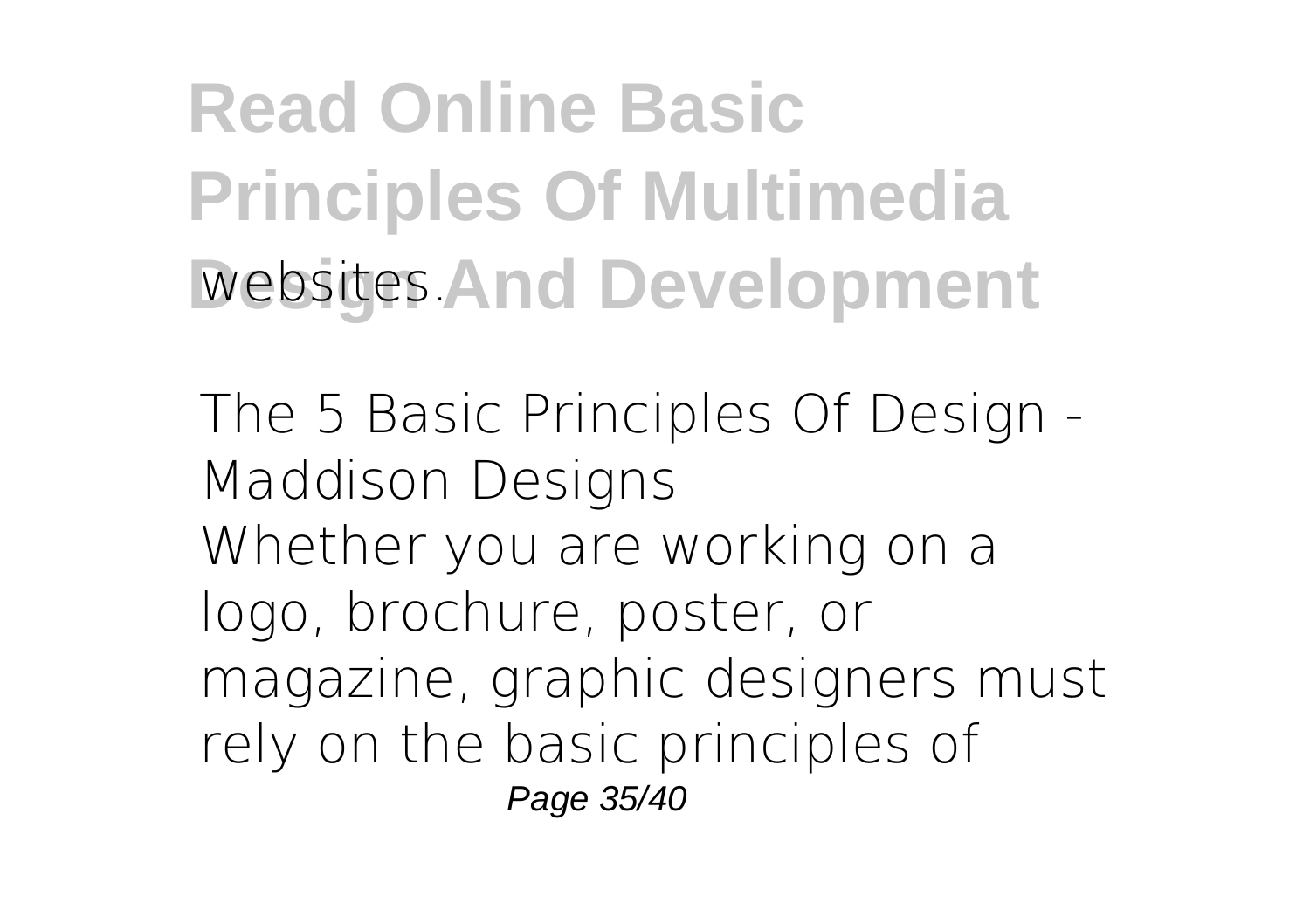websites.

**The 5 Basic Principles Of Design - Maddison Designs**

Whether you are working on a logo, brochure, poster, or magazine, graphic designers must rely on the basic principles of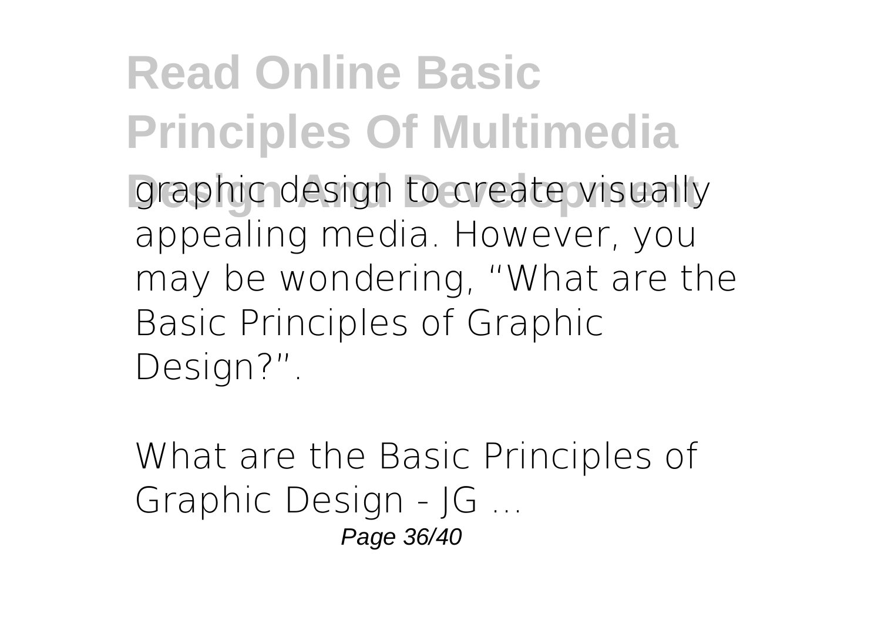graphic design to create visually appealing media. However, you may be wondering, "What are the Basic Principles of Graphic Design?".

What are the Basic Principles of Graphic Design - JG ...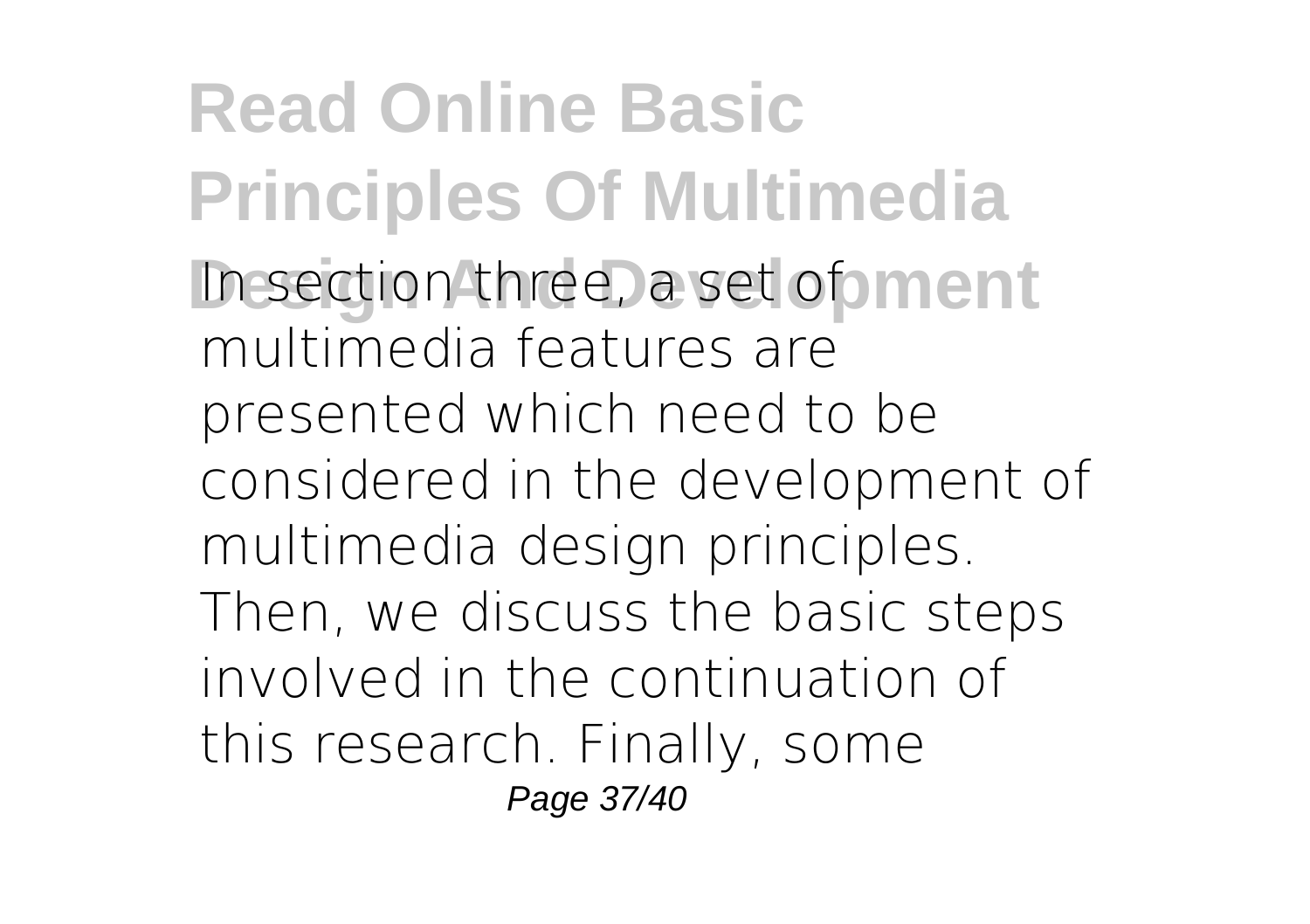In section three, a set of multimedia features are presented which need to be considered in the development of multimedia design principles. Then, we discuss the basic steps involved in the continuation of this research. Finally, some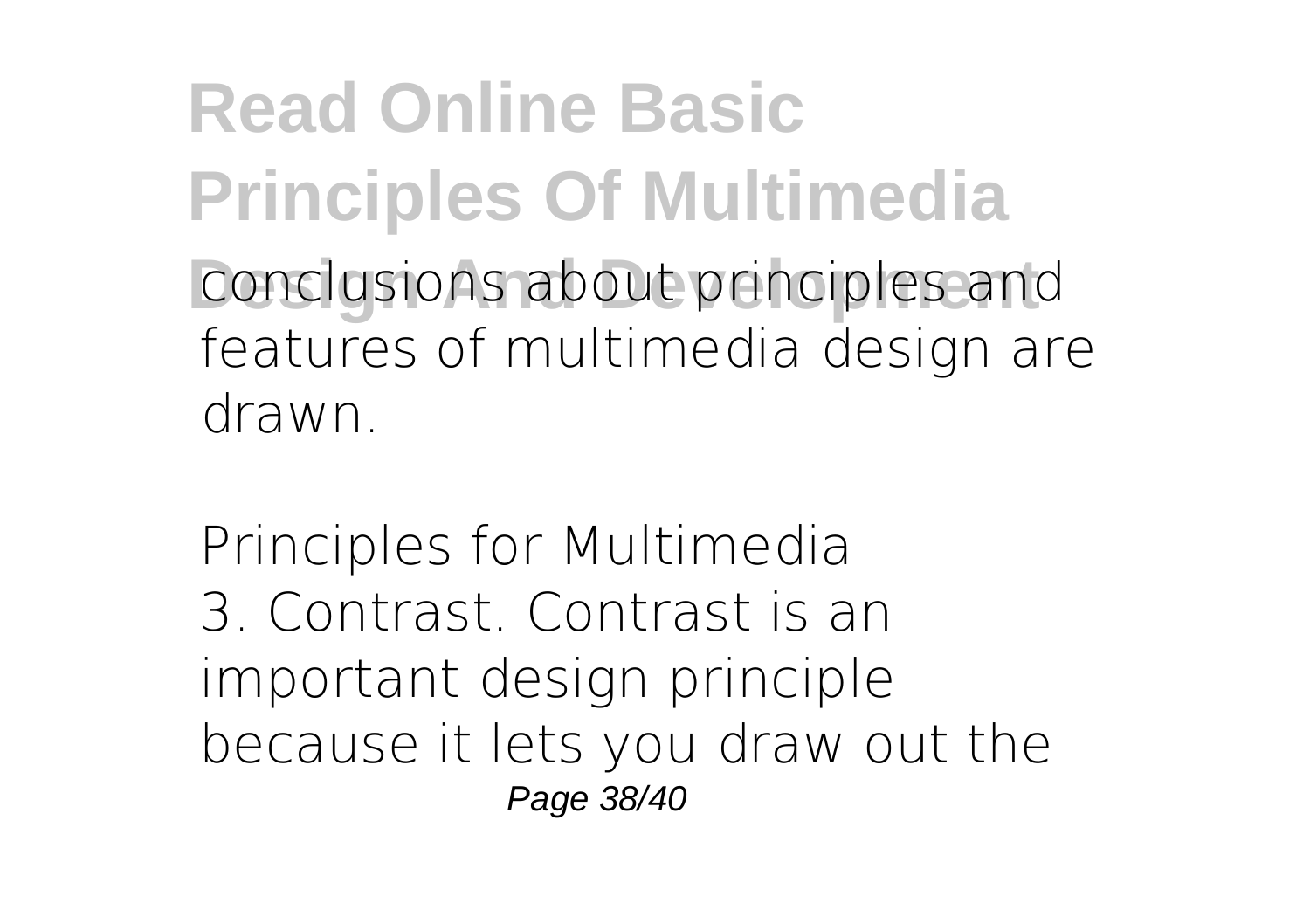conclusions about principles and features of multimedia design are drawn.

Principles for Multimedia
3. Contrast. Contrast is an important design principle because it lets you draw out the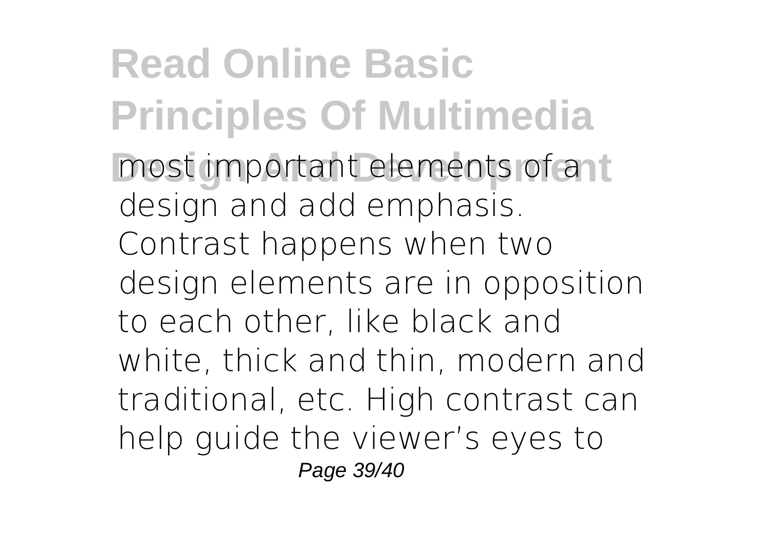most important elements of a design and add emphasis. Contrast happens when two design elements are in opposition to each other, like black and white, thick and thin, modern and traditional, etc. High contrast can help guide the viewer's eyes to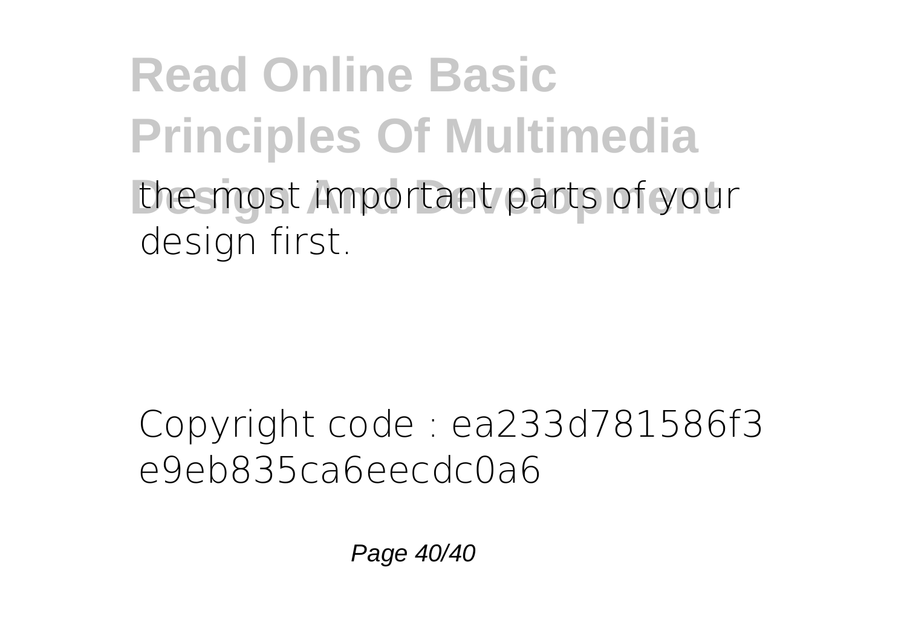the most important parts of your design first.

Copyright code : ea233d781586f3e9eb835ca6eecdc0a6